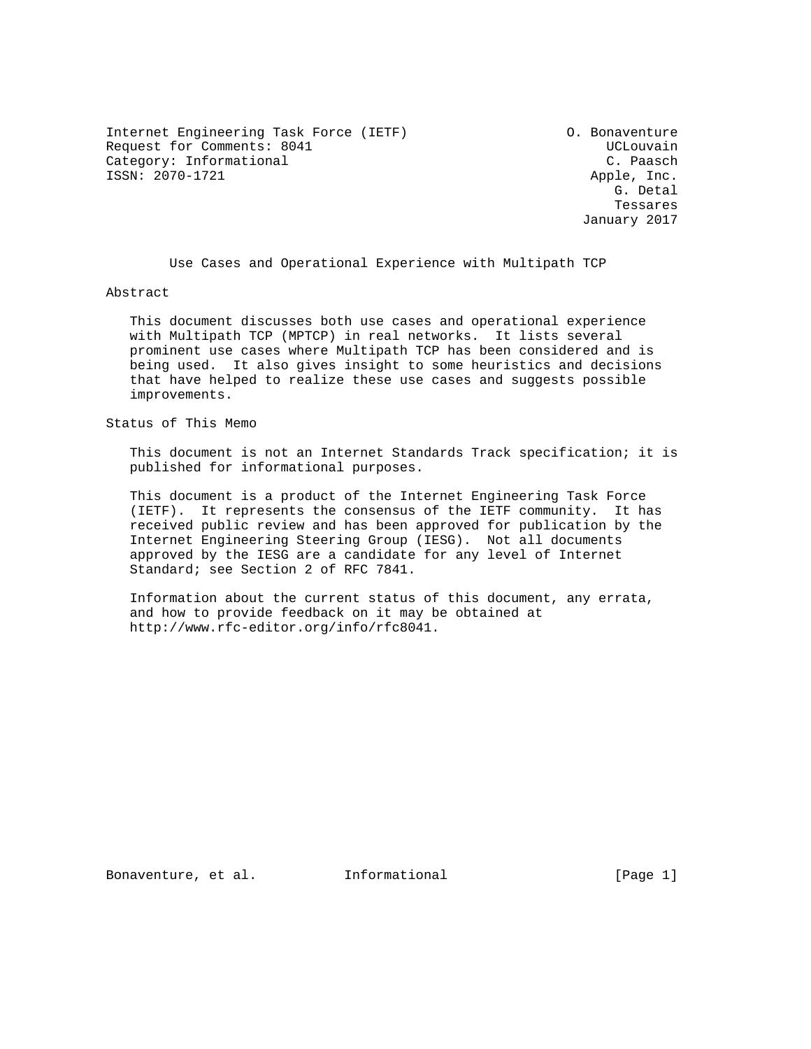Internet Engineering Task Force (IETF) O. Bonaventure
Request for Comments: 8041 UCLouvain
Category: Informational C. Paasch
ISSN: 2070-1721 Apple, Inc.
G. Detal
Tessares
January 2017

# Use Cases and Operational Experience with Multipath TCP

## Abstract

This document discusses both use cases and operational experience with Multipath TCP (MPTCP) in real networks. It lists several prominent use cases where Multipath TCP has been considered and is being used. It also gives insight to some heuristics and decisions that have helped to realize these use cases and suggests possible improvements.

## Status of This Memo

This document is not an Internet Standards Track specification; it is published for informational purposes.

This document is a product of the Internet Engineering Task Force (IETF). It represents the consensus of the IETF community. It has received public review and has been approved for publication by the Internet Engineering Steering Group (IESG). Not all documents approved by the IESG are a candidate for any level of Internet Standard; see Section 2 of RFC 7841.

Information about the current status of this document, any errata, and how to provide feedback on it may be obtained at http://www.rfc-editor.org/info/rfc8041.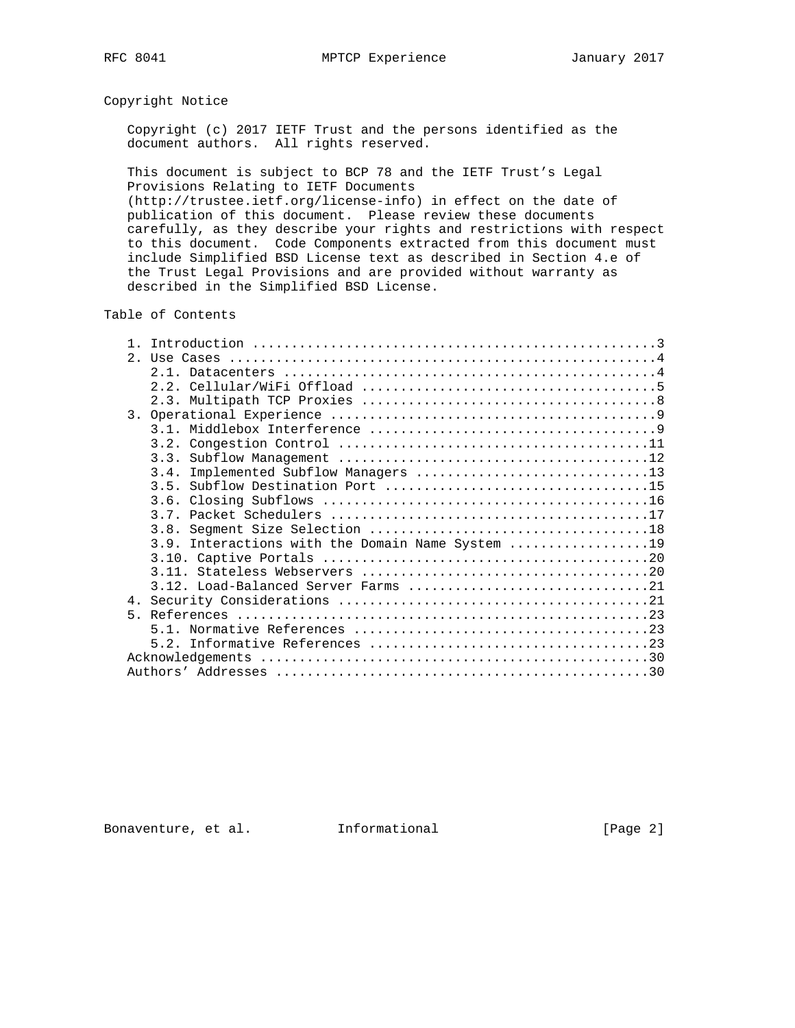## Copyright Notice

Copyright (c) 2017 IETF Trust and the persons identified as the document authors. All rights reserved.

This document is subject to BCP 78 and the IETF Trust's Legal Provisions Relating to IETF Documents (http://trustee.ietf.org/license-info) in effect on the date of publication of this document. Please review these documents carefully, as they describe your rights and restrictions with respect to this document. Code Components extracted from this document must include Simplified BSD License text as described in Section 4.e of the Trust Legal Provisions and are provided without warranty as described in the Simplified BSD License.

## Table of Contents

```
   1. Introduction ....................................................3
   2. Use Cases .......................................................4
      2.1. Datacenters ................................................4
      2.2. Cellular/WiFi Offload ......................................5
      2.3. Multipath TCP Proxies ......................................8
   3. Operational Experience ..........................................9
      3.1. Middlebox Interference .....................................9
      3.2. Congestion Control ........................................11
      3.3. Subflow Management ........................................12
      3.4. Implemented Subflow Managers ..............................13
      3.5. Subflow Destination Port ..................................15
      3.6. Closing Subflows ..........................................16
      3.7. Packet Schedulers .........................................17
      3.8. Segment Size Selection ....................................18
      3.9. Interactions with the Domain Name System ..................19
      3.10. Captive Portals ..........................................20
      3.11. Stateless Webservers .....................................20
      3.12. Load-Balanced Server Farms ...............................21
   4. Security Considerations ........................................21
   5. References .....................................................23
      5.1. Normative References ......................................23
      5.2. Informative References ....................................23
   Acknowledgements ..................................................30
   Authors' Addresses ................................................30
```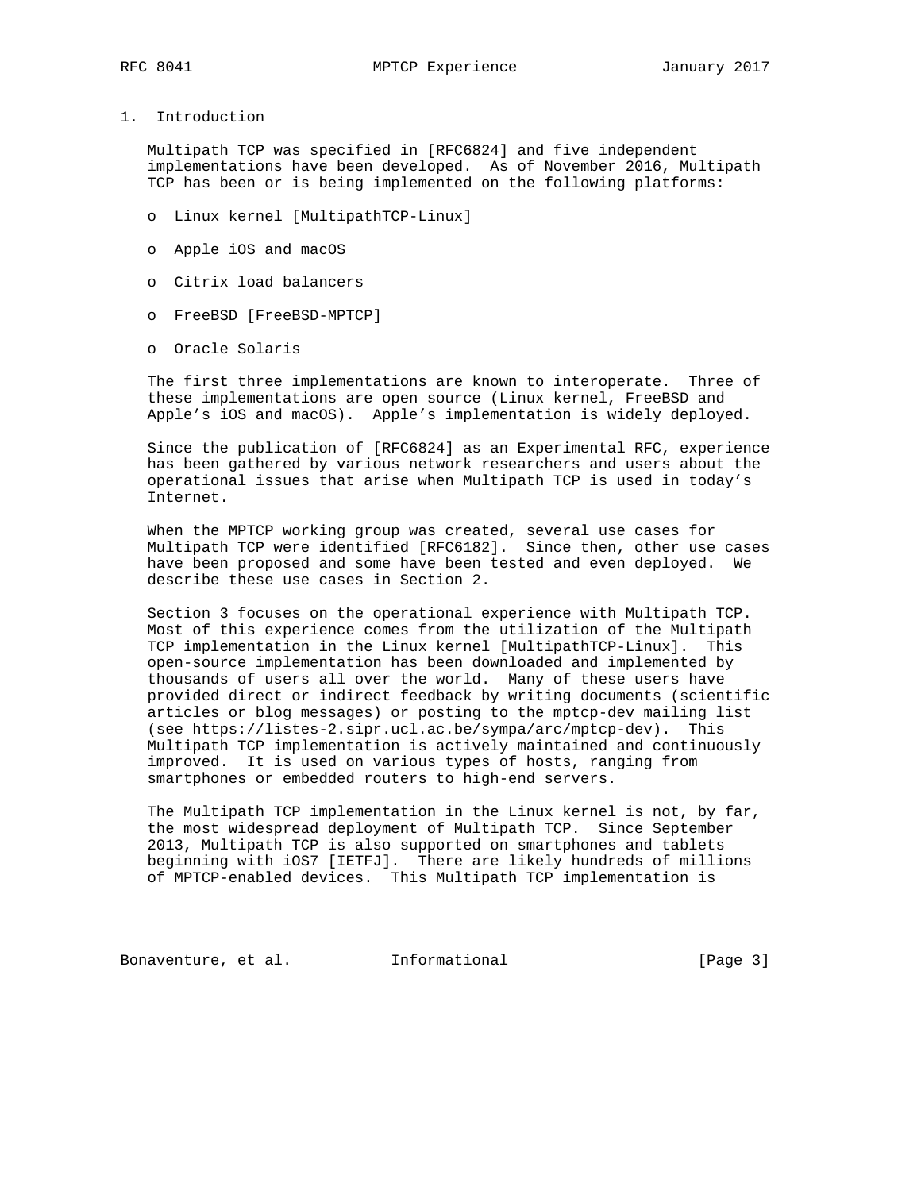# 1. Introduction

Multipath TCP was specified in [RFC6824] and five independent implementations have been developed. As of November 2016, Multipath TCP has been or is being implemented on the following platforms:

- Linux kernel [MultipathTCP-Linux]
- Apple iOS and macOS
- Citrix load balancers
- FreeBSD [FreeBSD-MPTCP]
- Oracle Solaris

The first three implementations are known to interoperate. Three of these implementations are open source (Linux kernel, FreeBSD and Apple's iOS and macOS). Apple's implementation is widely deployed.

Since the publication of [RFC6824] as an Experimental RFC, experience has been gathered by various network researchers and users about the operational issues that arise when Multipath TCP is used in today's Internet.

When the MPTCP working group was created, several use cases for Multipath TCP were identified [RFC6182]. Since then, other use cases have been proposed and some have been tested and even deployed. We describe these use cases in Section 2.

Section 3 focuses on the operational experience with Multipath TCP. Most of this experience comes from the utilization of the Multipath TCP implementation in the Linux kernel [MultipathTCP-Linux]. This open-source implementation has been downloaded and implemented by thousands of users all over the world. Many of these users have provided direct or indirect feedback by writing documents (scientific articles or blog messages) or posting to the mptcp-dev mailing list (see https://listes-2.sipr.ucl.ac.be/sympa/arc/mptcp-dev). This Multipath TCP implementation is actively maintained and continuously improved. It is used on various types of hosts, ranging from smartphones or embedded routers to high-end servers.

The Multipath TCP implementation in the Linux kernel is not, by far, the most widespread deployment of Multipath TCP. Since September 2013, Multipath TCP is also supported on smartphones and tablets beginning with iOS7 [IETFJ]. There are likely hundreds of millions of MPTCP-enabled devices. This Multipath TCP implementation is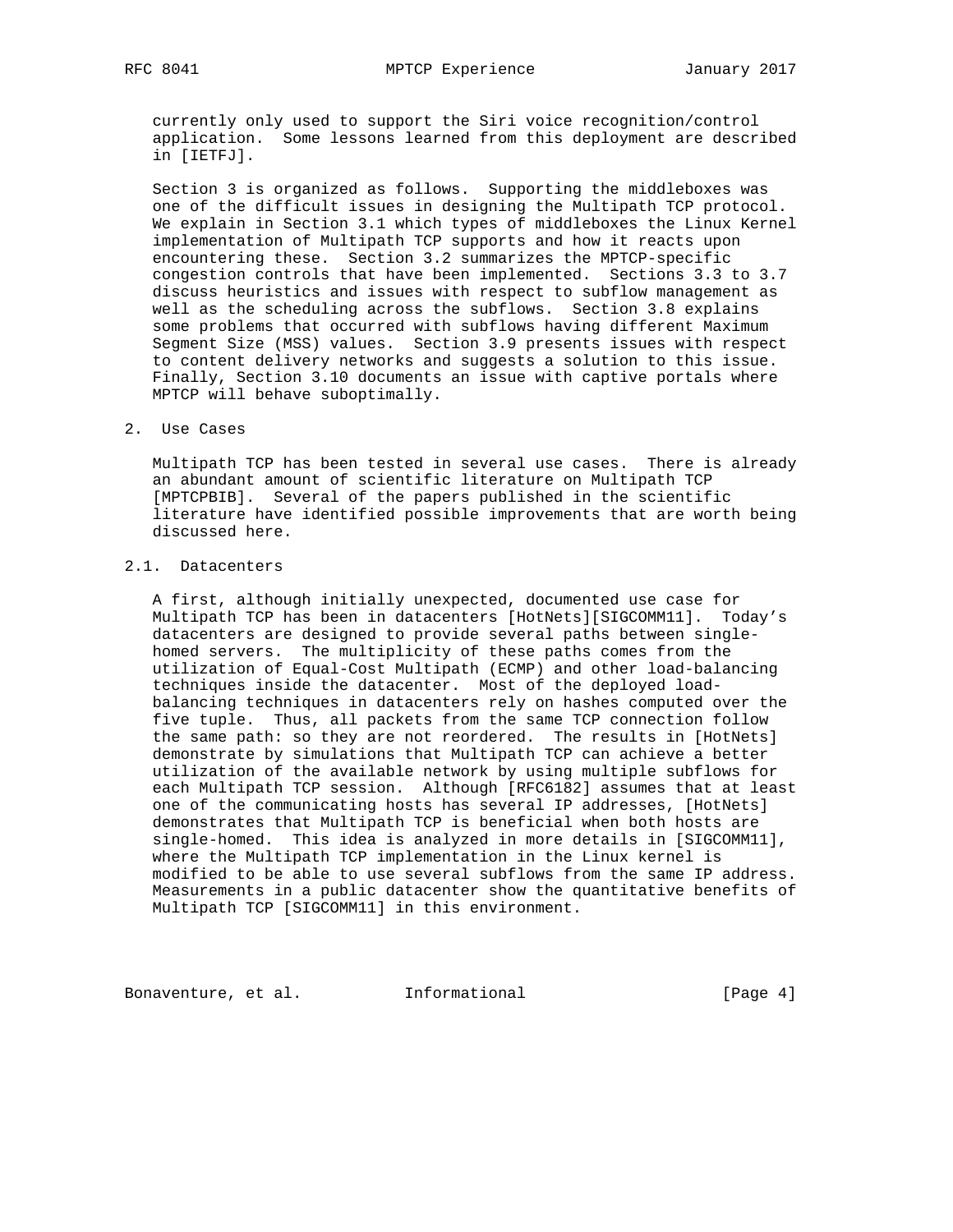currently only used to support the Siri voice recognition/control application. Some lessons learned from this deployment are described in [IETFJ].

Section 3 is organized as follows. Supporting the middleboxes was one of the difficult issues in designing the Multipath TCP protocol. We explain in Section 3.1 which types of middleboxes the Linux Kernel implementation of Multipath TCP supports and how it reacts upon encountering these. Section 3.2 summarizes the MPTCP-specific congestion controls that have been implemented. Sections 3.3 to 3.7 discuss heuristics and issues with respect to subflow management as well as the scheduling across the subflows. Section 3.8 explains some problems that occurred with subflows having different Maximum Segment Size (MSS) values. Section 3.9 presents issues with respect to content delivery networks and suggests a solution to this issue. Finally, Section 3.10 documents an issue with captive portals where MPTCP will behave suboptimally.

## 2. Use Cases

Multipath TCP has been tested in several use cases. There is already an abundant amount of scientific literature on Multipath TCP [MPTCPBIB]. Several of the papers published in the scientific literature have identified possible improvements that are worth being discussed here.

### 2.1. Datacenters

A first, although initially unexpected, documented use case for Multipath TCP has been in datacenters [HotNets][SIGCOMM11]. Today's datacenters are designed to provide several paths between single-homed servers. The multiplicity of these paths comes from the utilization of Equal-Cost Multipath (ECMP) and other load-balancing techniques inside the datacenter. Most of the deployed load-balancing techniques in datacenters rely on hashes computed over the five tuple. Thus, all packets from the same TCP connection follow the same path: so they are not reordered. The results in [HotNets] demonstrate by simulations that Multipath TCP can achieve a better utilization of the available network by using multiple subflows for each Multipath TCP session. Although [RFC6182] assumes that at least one of the communicating hosts has several IP addresses, [HotNets] demonstrates that Multipath TCP is beneficial when both hosts are single-homed. This idea is analyzed in more details in [SIGCOMM11], where the Multipath TCP implementation in the Linux kernel is modified to be able to use several subflows from the same IP address. Measurements in a public datacenter show the quantitative benefits of Multipath TCP [SIGCOMM11] in this environment.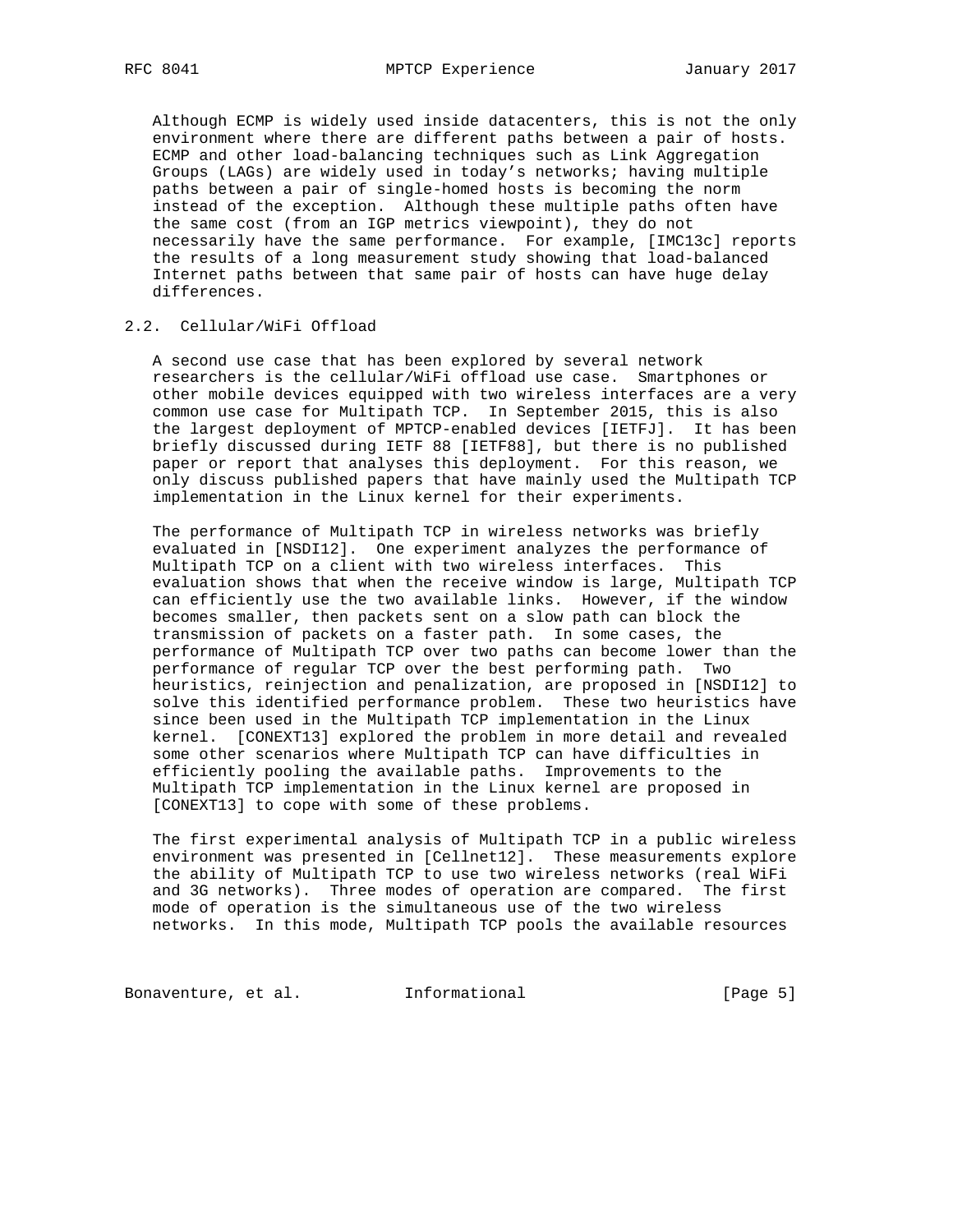Although ECMP is widely used inside datacenters, this is not the only environment where there are different paths between a pair of hosts. ECMP and other load-balancing techniques such as Link Aggregation Groups (LAGs) are widely used in today's networks; having multiple paths between a pair of single-homed hosts is becoming the norm instead of the exception. Although these multiple paths often have the same cost (from an IGP metrics viewpoint), they do not necessarily have the same performance. For example, [IMC13c] reports the results of a long measurement study showing that load-balanced Internet paths between that same pair of hosts can have huge delay differences.

### 2.2. Cellular/WiFi Offload

A second use case that has been explored by several network researchers is the cellular/WiFi offload use case. Smartphones or other mobile devices equipped with two wireless interfaces are a very common use case for Multipath TCP. In September 2015, this is also the largest deployment of MPTCP-enabled devices [IETFJ]. It has been briefly discussed during IETF 88 [IETF88], but there is no published paper or report that analyses this deployment. For this reason, we only discuss published papers that have mainly used the Multipath TCP implementation in the Linux kernel for their experiments.

The performance of Multipath TCP in wireless networks was briefly evaluated in [NSDI12]. One experiment analyzes the performance of Multipath TCP on a client with two wireless interfaces. This evaluation shows that when the receive window is large, Multipath TCP can efficiently use the two available links. However, if the window becomes smaller, then packets sent on a slow path can block the transmission of packets on a faster path. In some cases, the performance of Multipath TCP over two paths can become lower than the performance of regular TCP over the best performing path. Two heuristics, reinjection and penalization, are proposed in [NSDI12] to solve this identified performance problem. These two heuristics have since been used in the Multipath TCP implementation in the Linux kernel. [CONEXT13] explored the problem in more detail and revealed some other scenarios where Multipath TCP can have difficulties in efficiently pooling the available paths. Improvements to the Multipath TCP implementation in the Linux kernel are proposed in [CONEXT13] to cope with some of these problems.

The first experimental analysis of Multipath TCP in a public wireless environment was presented in [Cellnet12]. These measurements explore the ability of Multipath TCP to use two wireless networks (real WiFi and 3G networks). Three modes of operation are compared. The first mode of operation is the simultaneous use of the two wireless networks. In this mode, Multipath TCP pools the available resources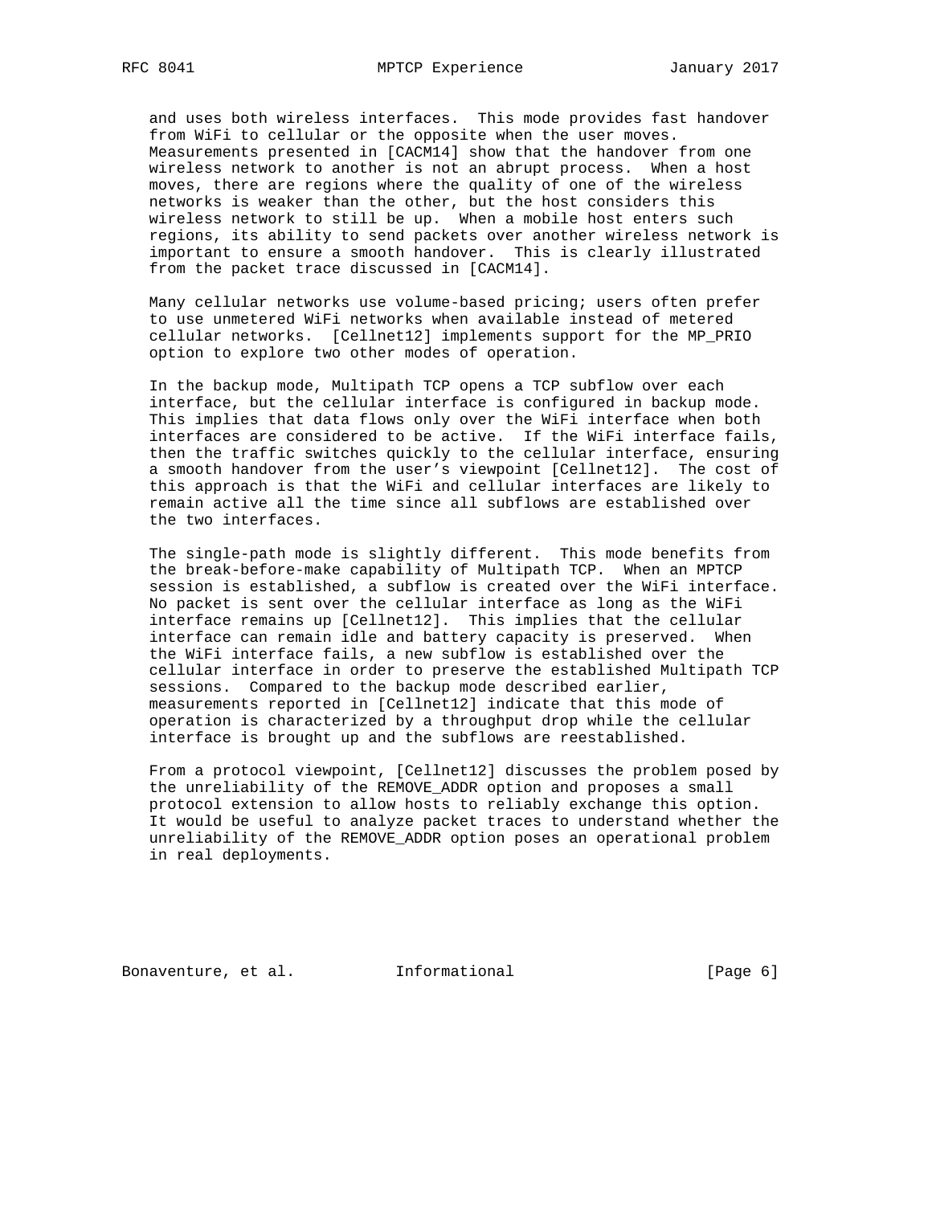and uses both wireless interfaces. This mode provides fast handover from WiFi to cellular or the opposite when the user moves. Measurements presented in [CACM14] show that the handover from one wireless network to another is not an abrupt process. When a host moves, there are regions where the quality of one of the wireless networks is weaker than the other, but the host considers this wireless network to still be up. When a mobile host enters such regions, its ability to send packets over another wireless network is important to ensure a smooth handover. This is clearly illustrated from the packet trace discussed in [CACM14].

Many cellular networks use volume-based pricing; users often prefer to use unmetered WiFi networks when available instead of metered cellular networks. [Cellnet12] implements support for the MP_PRIO option to explore two other modes of operation.

In the backup mode, Multipath TCP opens a TCP subflow over each interface, but the cellular interface is configured in backup mode. This implies that data flows only over the WiFi interface when both interfaces are considered to be active. If the WiFi interface fails, then the traffic switches quickly to the cellular interface, ensuring a smooth handover from the user's viewpoint [Cellnet12]. The cost of this approach is that the WiFi and cellular interfaces are likely to remain active all the time since all subflows are established over the two interfaces.

The single-path mode is slightly different. This mode benefits from the break-before-make capability of Multipath TCP. When an MPTCP session is established, a subflow is created over the WiFi interface. No packet is sent over the cellular interface as long as the WiFi interface remains up [Cellnet12]. This implies that the cellular interface can remain idle and battery capacity is preserved. When the WiFi interface fails, a new subflow is established over the cellular interface in order to preserve the established Multipath TCP sessions. Compared to the backup mode described earlier, measurements reported in [Cellnet12] indicate that this mode of operation is characterized by a throughput drop while the cellular interface is brought up and the subflows are reestablished.

From a protocol viewpoint, [Cellnet12] discusses the problem posed by the unreliability of the REMOVE_ADDR option and proposes a small protocol extension to allow hosts to reliably exchange this option. It would be useful to analyze packet traces to understand whether the unreliability of the REMOVE_ADDR option poses an operational problem in real deployments.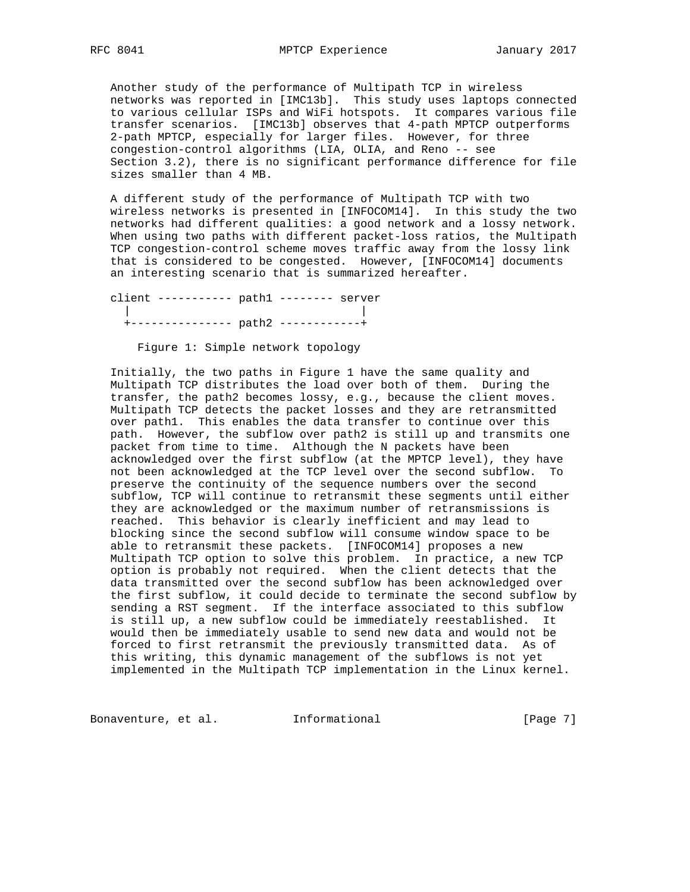Another study of the performance of Multipath TCP in wireless networks was reported in [IMC13b]. This study uses laptops connected to various cellular ISPs and WiFi hotspots. It compares various file transfer scenarios. [IMC13b] observes that 4-path MPTCP outperforms 2-path MPTCP, especially for larger files. However, for three congestion-control algorithms (LIA, OLIA, and Reno -- see Section 3.2), there is no significant performance difference for file sizes smaller than 4 MB.

A different study of the performance of Multipath TCP with two wireless networks is presented in [INFOCOM14]. In this study the two networks had different qualities: a good network and a lossy network. When using two paths with different packet-loss ratios, the Multipath TCP congestion-control scheme moves traffic away from the lossy link that is considered to be congested. However, [INFOCOM14] documents an interesting scenario that is summarized hereafter.

```
client ----------- path1 -------- server
  |                                 |
  +--------------- path2 ------------+
```

Figure 1: Simple network topology

Initially, the two paths in Figure 1 have the same quality and Multipath TCP distributes the load over both of them. During the transfer, the path2 becomes lossy, e.g., because the client moves. Multipath TCP detects the packet losses and they are retransmitted over path1. This enables the data transfer to continue over this path. However, the subflow over path2 is still up and transmits one packet from time to time. Although the N packets have been acknowledged over the first subflow (at the MPTCP level), they have not been acknowledged at the TCP level over the second subflow. To preserve the continuity of the sequence numbers over the second subflow, TCP will continue to retransmit these segments until either they are acknowledged or the maximum number of retransmissions is reached. This behavior is clearly inefficient and may lead to blocking since the second subflow will consume window space to be able to retransmit these packets. [INFOCOM14] proposes a new Multipath TCP option to solve this problem. In practice, a new TCP option is probably not required. When the client detects that the data transmitted over the second subflow has been acknowledged over the first subflow, it could decide to terminate the second subflow by sending a RST segment. If the interface associated to this subflow is still up, a new subflow could be immediately reestablished. It would then be immediately usable to send new data and would not be forced to first retransmit the previously transmitted data. As of this writing, this dynamic management of the subflows is not yet implemented in the Multipath TCP implementation in the Linux kernel.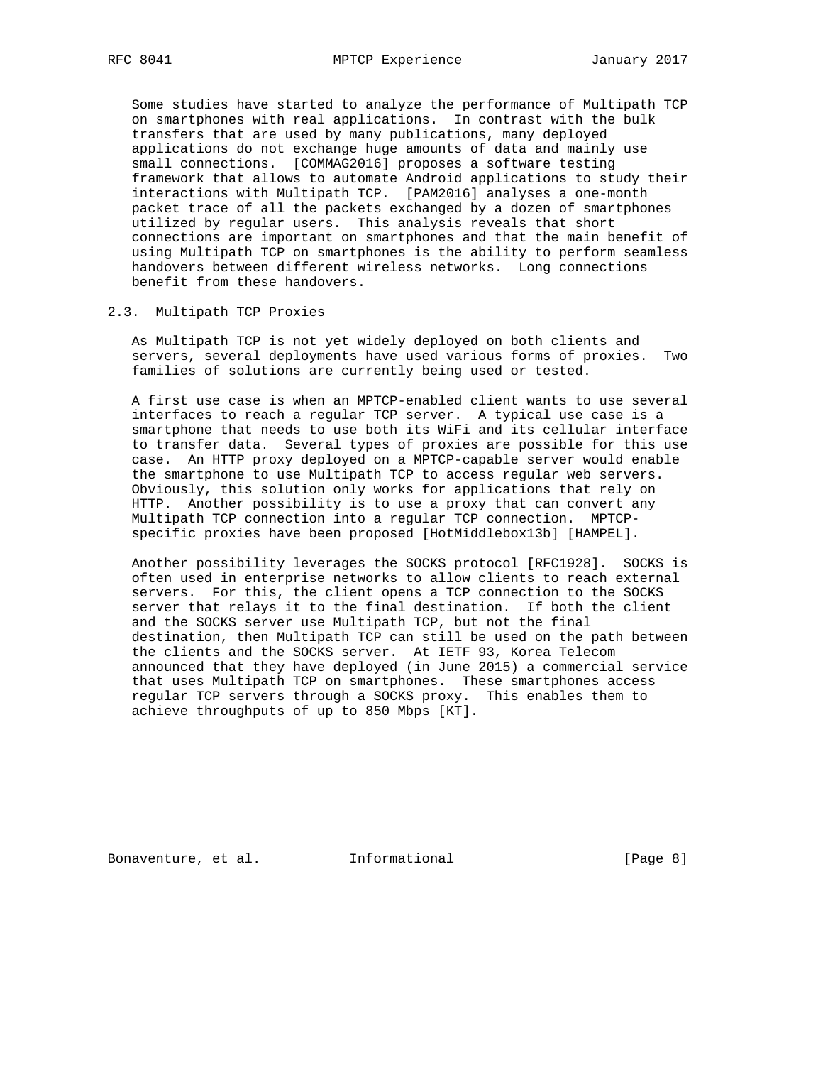Some studies have started to analyze the performance of Multipath TCP on smartphones with real applications. In contrast with the bulk transfers that are used by many publications, many deployed applications do not exchange huge amounts of data and mainly use small connections. [COMMAG2016] proposes a software testing framework that allows to automate Android applications to study their interactions with Multipath TCP. [PAM2016] analyses a one-month packet trace of all the packets exchanged by a dozen of smartphones utilized by regular users. This analysis reveals that short connections are important on smartphones and that the main benefit of using Multipath TCP on smartphones is the ability to perform seamless handovers between different wireless networks. Long connections benefit from these handovers.

## 2.3. Multipath TCP Proxies

As Multipath TCP is not yet widely deployed on both clients and servers, several deployments have used various forms of proxies. Two families of solutions are currently being used or tested.

A first use case is when an MPTCP-enabled client wants to use several interfaces to reach a regular TCP server. A typical use case is a smartphone that needs to use both its WiFi and its cellular interface to transfer data. Several types of proxies are possible for this use case. An HTTP proxy deployed on a MPTCP-capable server would enable the smartphone to use Multipath TCP to access regular web servers. Obviously, this solution only works for applications that rely on HTTP. Another possibility is to use a proxy that can convert any Multipath TCP connection into a regular TCP connection. MPTCP-specific proxies have been proposed [HotMiddlebox13b] [HAMPEL].

Another possibility leverages the SOCKS protocol [RFC1928]. SOCKS is often used in enterprise networks to allow clients to reach external servers. For this, the client opens a TCP connection to the SOCKS server that relays it to the final destination. If both the client and the SOCKS server use Multipath TCP, but not the final destination, then Multipath TCP can still be used on the path between the clients and the SOCKS server. At IETF 93, Korea Telecom announced that they have deployed (in June 2015) a commercial service that uses Multipath TCP on smartphones. These smartphones access regular TCP servers through a SOCKS proxy. This enables them to achieve throughputs of up to 850 Mbps [KT].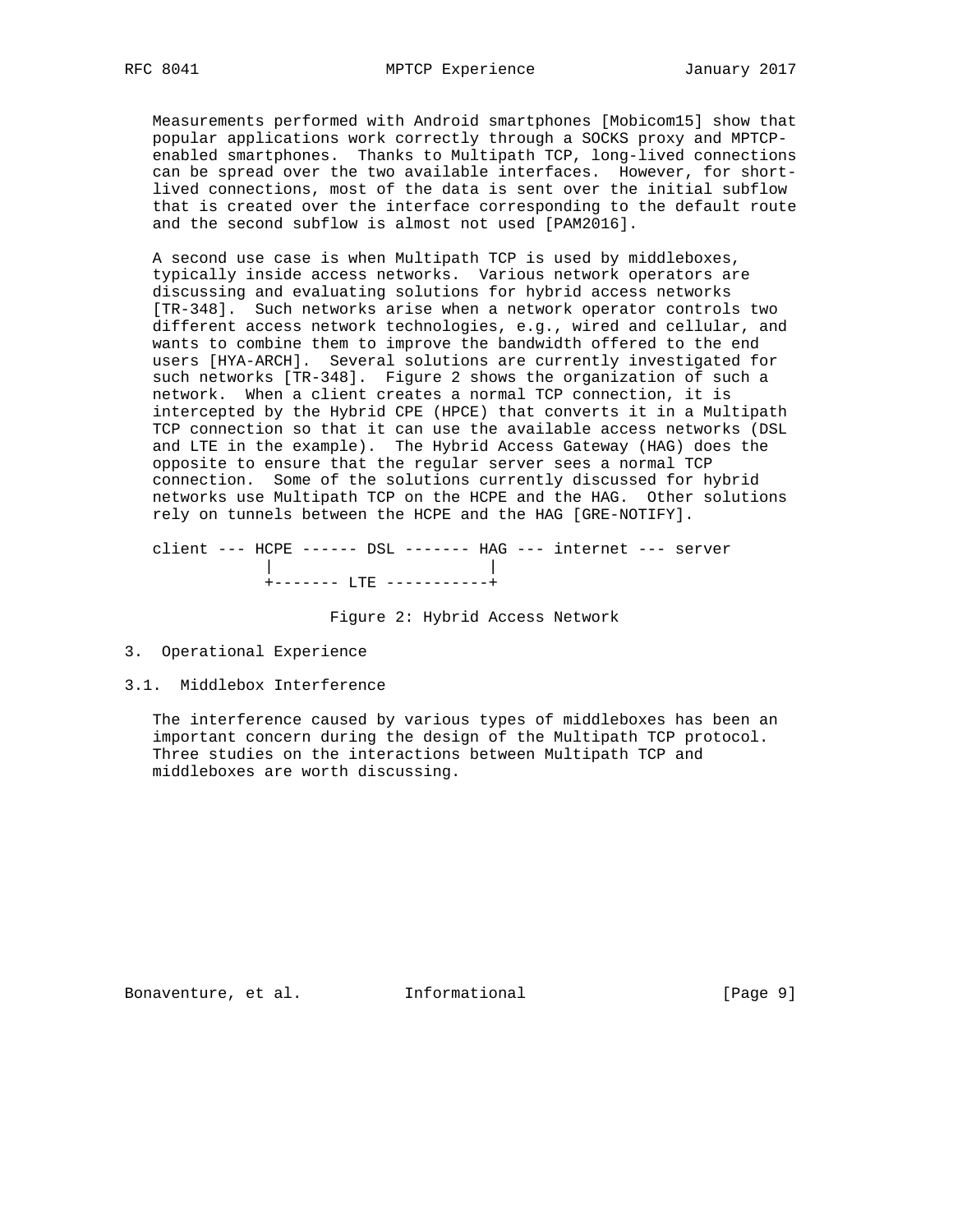Measurements performed with Android smartphones [Mobicom15] show that popular applications work correctly through a SOCKS proxy and MPTCP-enabled smartphones. Thanks to Multipath TCP, long-lived connections can be spread over the two available interfaces. However, for short-lived connections, most of the data is sent over the initial subflow that is created over the interface corresponding to the default route and the second subflow is almost not used [PAM2016].

A second use case is when Multipath TCP is used by middleboxes, typically inside access networks. Various network operators are discussing and evaluating solutions for hybrid access networks [TR-348]. Such networks arise when a network operator controls two different access network technologies, e.g., wired and cellular, and wants to combine them to improve the bandwidth offered to the end users [HYA-ARCH]. Several solutions are currently investigated for such networks [TR-348]. Figure 2 shows the organization of such a network. When a client creates a normal TCP connection, it is intercepted by the Hybrid CPE (HPCE) that converts it in a Multipath TCP connection so that it can use the available access networks (DSL and LTE in the example). The Hybrid Access Gateway (HAG) does the opposite to ensure that the regular server sees a normal TCP connection. Some of the solutions currently discussed for hybrid networks use Multipath TCP on the HCPE and the HAG. Other solutions rely on tunnels between the HCPE and the HAG [GRE-NOTIFY].

```
client --- HCPE ------ DSL ------- HAG --- internet --- server
            |                       |
            +------- LTE -----------+
```

Figure 2: Hybrid Access Network

## 3. Operational Experience

### 3.1. Middlebox Interference

The interference caused by various types of middleboxes has been an important concern during the design of the Multipath TCP protocol. Three studies on the interactions between Multipath TCP and middleboxes are worth discussing.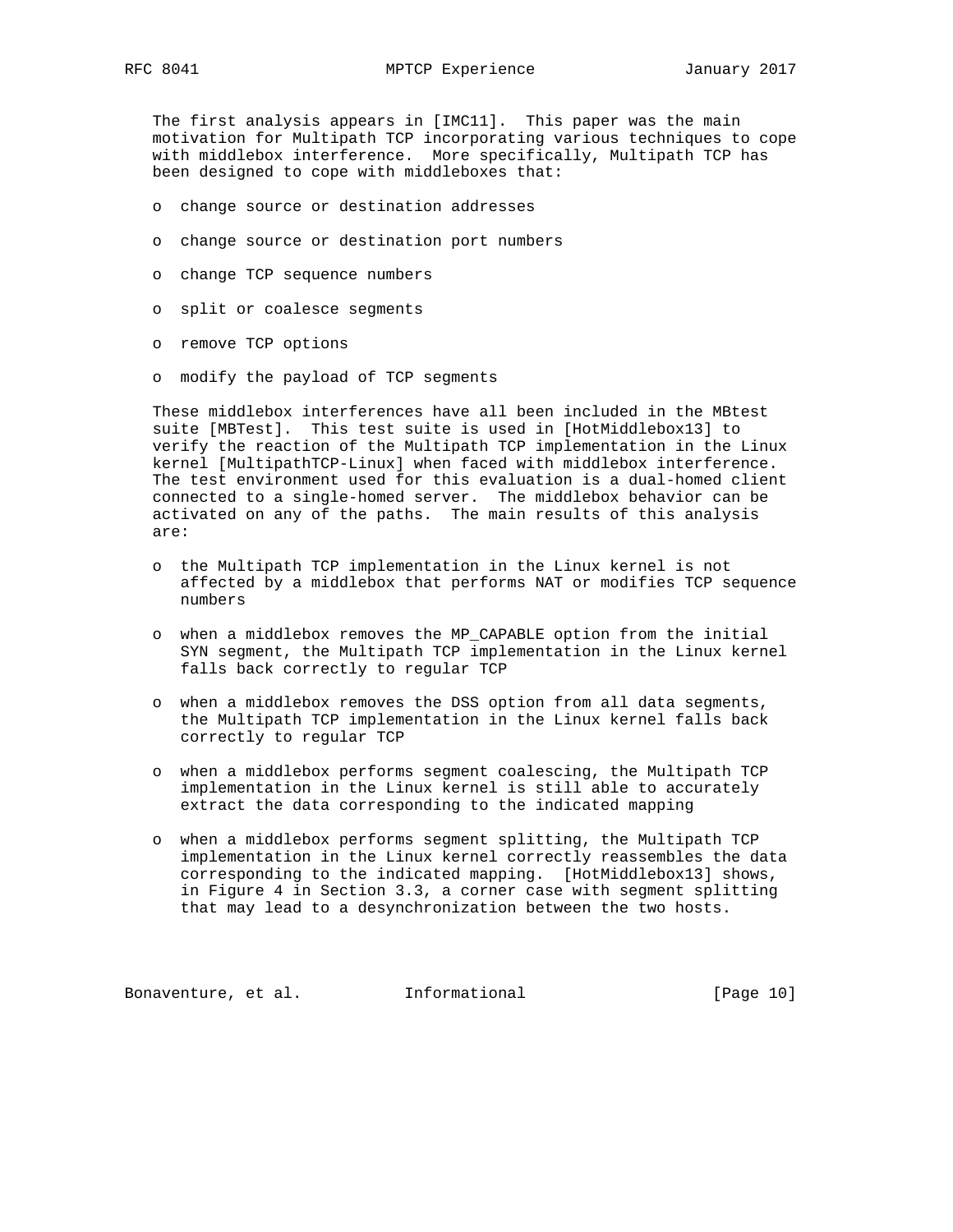The first analysis appears in [IMC11]. This paper was the main motivation for Multipath TCP incorporating various techniques to cope with middlebox interference. More specifically, Multipath TCP has been designed to cope with middleboxes that:

- change source or destination addresses
- change source or destination port numbers
- change TCP sequence numbers
- split or coalesce segments
- remove TCP options
- modify the payload of TCP segments

These middlebox interferences have all been included in the MBtest suite [MBTest]. This test suite is used in [HotMiddlebox13] to verify the reaction of the Multipath TCP implementation in the Linux kernel [MultipathTCP-Linux] when faced with middlebox interference. The test environment used for this evaluation is a dual-homed client connected to a single-homed server. The middlebox behavior can be activated on any of the paths. The main results of this analysis are:

- the Multipath TCP implementation in the Linux kernel is not affected by a middlebox that performs NAT or modifies TCP sequence numbers
- when a middlebox removes the MP_CAPABLE option from the initial SYN segment, the Multipath TCP implementation in the Linux kernel falls back correctly to regular TCP
- when a middlebox removes the DSS option from all data segments, the Multipath TCP implementation in the Linux kernel falls back correctly to regular TCP
- when a middlebox performs segment coalescing, the Multipath TCP implementation in the Linux kernel is still able to accurately extract the data corresponding to the indicated mapping
- when a middlebox performs segment splitting, the Multipath TCP implementation in the Linux kernel correctly reassembles the data corresponding to the indicated mapping. [HotMiddlebox13] shows, in Figure 4 in Section 3.3, a corner case with segment splitting that may lead to a desynchronization between the two hosts.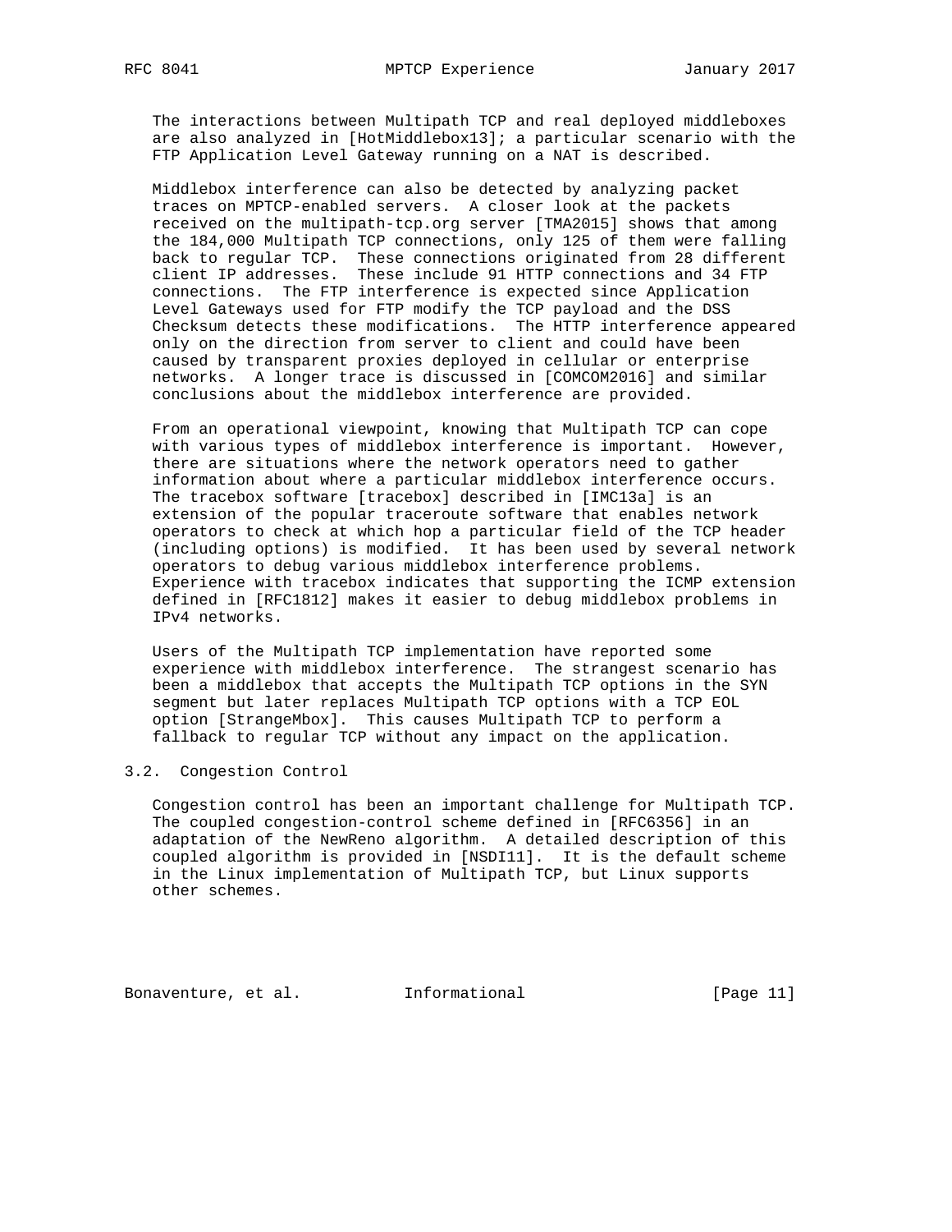The interactions between Multipath TCP and real deployed middleboxes are also analyzed in [HotMiddlebox13]; a particular scenario with the FTP Application Level Gateway running on a NAT is described.

Middlebox interference can also be detected by analyzing packet traces on MPTCP-enabled servers. A closer look at the packets received on the multipath-tcp.org server [TMA2015] shows that among the 184,000 Multipath TCP connections, only 125 of them were falling back to regular TCP. These connections originated from 28 different client IP addresses. These include 91 HTTP connections and 34 FTP connections. The FTP interference is expected since Application Level Gateways used for FTP modify the TCP payload and the DSS Checksum detects these modifications. The HTTP interference appeared only on the direction from server to client and could have been caused by transparent proxies deployed in cellular or enterprise networks. A longer trace is discussed in [COMCOM2016] and similar conclusions about the middlebox interference are provided.

From an operational viewpoint, knowing that Multipath TCP can cope with various types of middlebox interference is important. However, there are situations where the network operators need to gather information about where a particular middlebox interference occurs. The tracebox software [tracebox] described in [IMC13a] is an extension of the popular traceroute software that enables network operators to check at which hop a particular field of the TCP header (including options) is modified. It has been used by several network operators to debug various middlebox interference problems. Experience with tracebox indicates that supporting the ICMP extension defined in [RFC1812] makes it easier to debug middlebox problems in IPv4 networks.

Users of the Multipath TCP implementation have reported some experience with middlebox interference. The strangest scenario has been a middlebox that accepts the Multipath TCP options in the SYN segment but later replaces Multipath TCP options with a TCP EOL option [StrangeMbox]. This causes Multipath TCP to perform a fallback to regular TCP without any impact on the application.

### 3.2. Congestion Control

Congestion control has been an important challenge for Multipath TCP. The coupled congestion-control scheme defined in [RFC6356] in an adaptation of the NewReno algorithm. A detailed description of this coupled algorithm is provided in [NSDI11]. It is the default scheme in the Linux implementation of Multipath TCP, but Linux supports other schemes.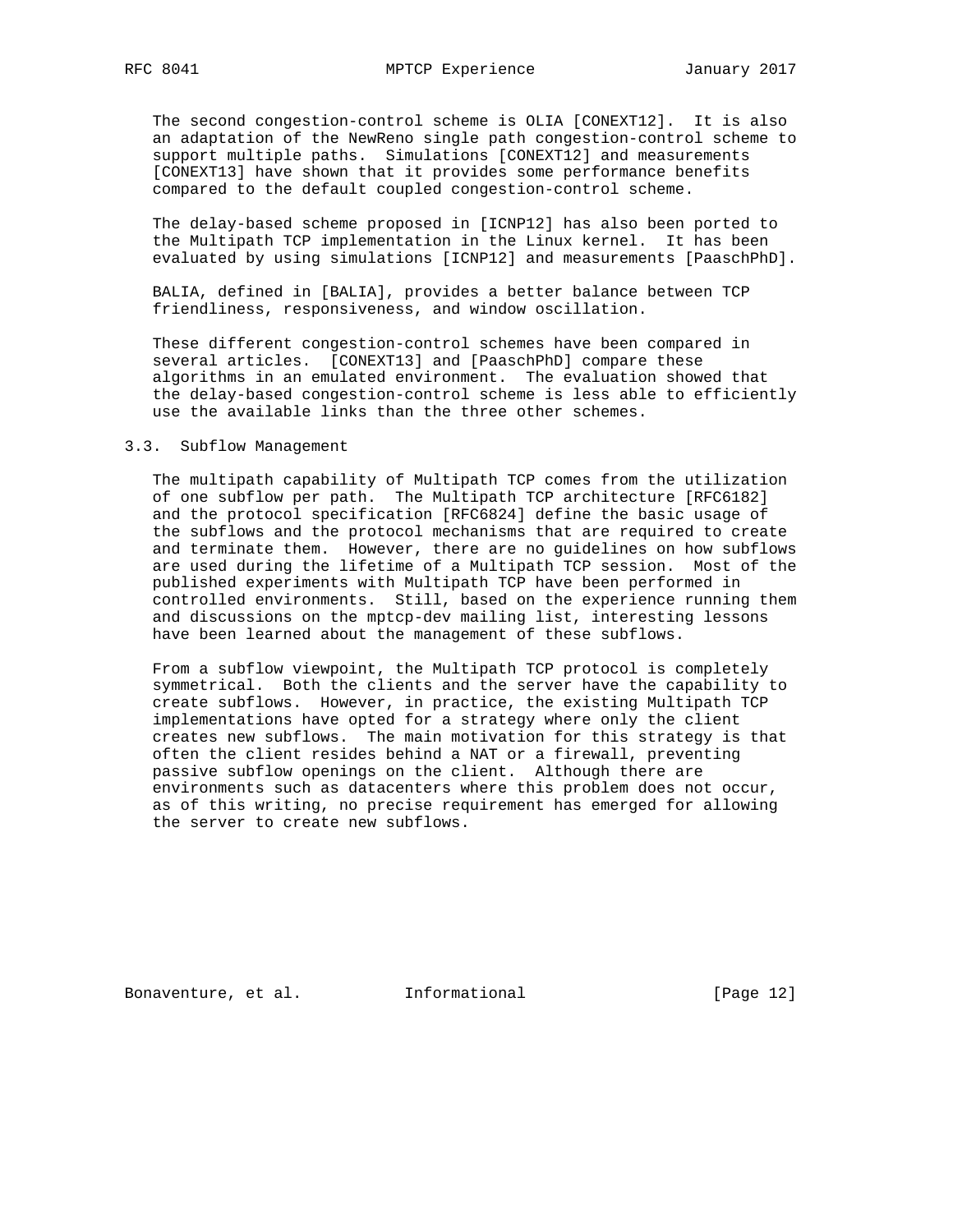The second congestion-control scheme is OLIA [CONEXT12]. It is also an adaptation of the NewReno single path congestion-control scheme to support multiple paths. Simulations [CONEXT12] and measurements [CONEXT13] have shown that it provides some performance benefits compared to the default coupled congestion-control scheme.

The delay-based scheme proposed in [ICNP12] has also been ported to the Multipath TCP implementation in the Linux kernel. It has been evaluated by using simulations [ICNP12] and measurements [PaaschPhD].

BALIA, defined in [BALIA], provides a better balance between TCP friendliness, responsiveness, and window oscillation.

These different congestion-control schemes have been compared in several articles. [CONEXT13] and [PaaschPhD] compare these algorithms in an emulated environment. The evaluation showed that the delay-based congestion-control scheme is less able to efficiently use the available links than the three other schemes.

### 3.3. Subflow Management

The multipath capability of Multipath TCP comes from the utilization of one subflow per path. The Multipath TCP architecture [RFC6182] and the protocol specification [RFC6824] define the basic usage of the subflows and the protocol mechanisms that are required to create and terminate them. However, there are no guidelines on how subflows are used during the lifetime of a Multipath TCP session. Most of the published experiments with Multipath TCP have been performed in controlled environments. Still, based on the experience running them and discussions on the mptcp-dev mailing list, interesting lessons have been learned about the management of these subflows.

From a subflow viewpoint, the Multipath TCP protocol is completely symmetrical. Both the clients and the server have the capability to create subflows. However, in practice, the existing Multipath TCP implementations have opted for a strategy where only the client creates new subflows. The main motivation for this strategy is that often the client resides behind a NAT or a firewall, preventing passive subflow openings on the client. Although there are environments such as datacenters where this problem does not occur, as of this writing, no precise requirement has emerged for allowing the server to create new subflows.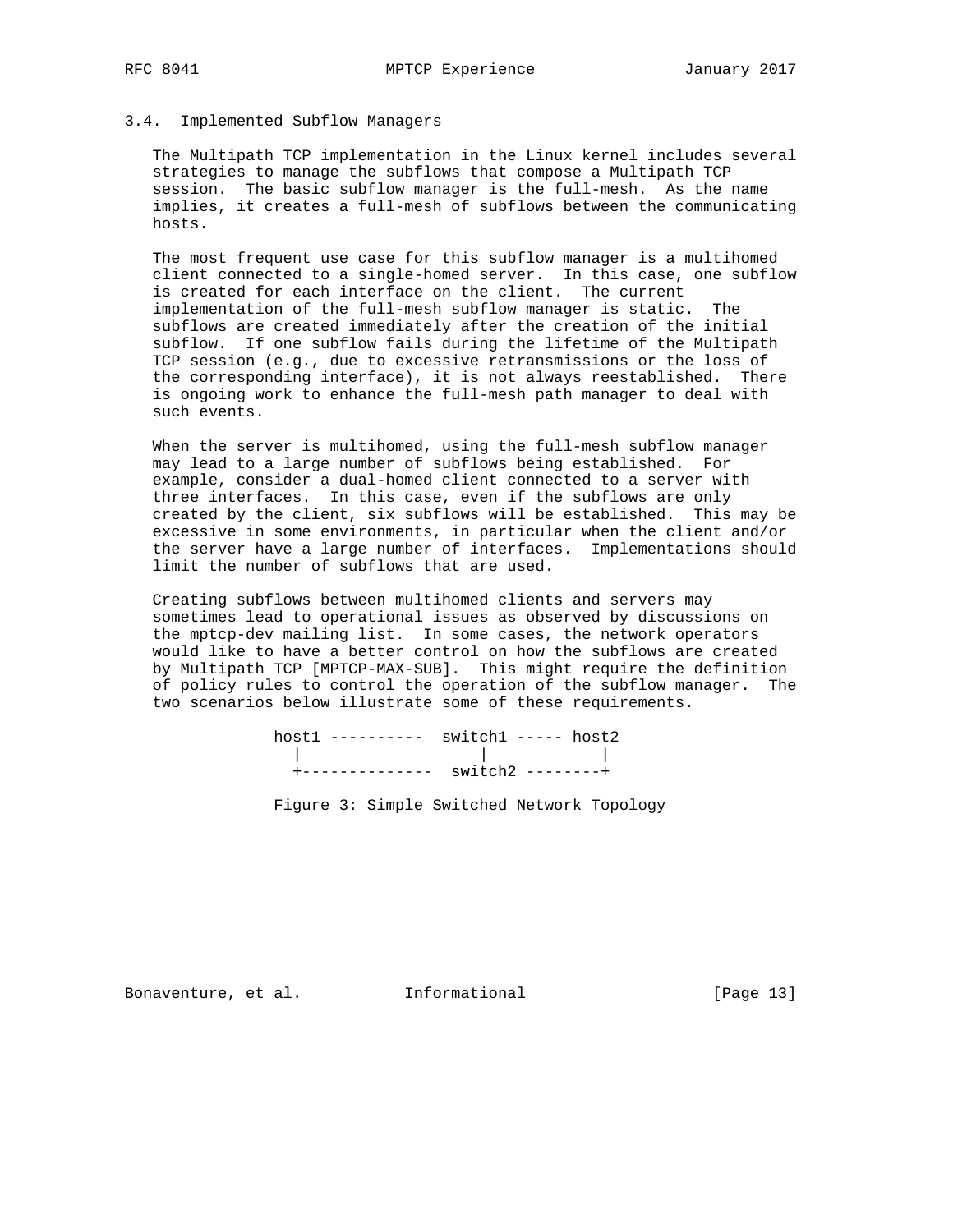### 3.4. Implemented Subflow Managers

The Multipath TCP implementation in the Linux kernel includes several strategies to manage the subflows that compose a Multipath TCP session. The basic subflow manager is the full-mesh. As the name implies, it creates a full-mesh of subflows between the communicating hosts.

The most frequent use case for this subflow manager is a multihomed client connected to a single-homed server. In this case, one subflow is created for each interface on the client. The current implementation of the full-mesh subflow manager is static. The subflows are created immediately after the creation of the initial subflow. If one subflow fails during the lifetime of the Multipath TCP session (e.g., due to excessive retransmissions or the loss of the corresponding interface), it is not always reestablished. There is ongoing work to enhance the full-mesh path manager to deal with such events.

When the server is multihomed, using the full-mesh subflow manager may lead to a large number of subflows being established. For example, consider a dual-homed client connected to a server with three interfaces. In this case, even if the subflows are only created by the client, six subflows will be established. This may be excessive in some environments, in particular when the client and/or the server have a large number of interfaces. Implementations should limit the number of subflows that are used.

Creating subflows between multihomed clients and servers may sometimes lead to operational issues as observed by discussions on the mptcp-dev mailing list. In some cases, the network operators would like to have a better control on how the subflows are created by Multipath TCP [MPTCP-MAX-SUB]. This might require the definition of policy rules to control the operation of the subflow manager. The two scenarios below illustrate some of these requirements.

```
host1 ----------  switch1 ----- host2
  |                   |            |
  +--------------  switch2 --------+
```

Figure 3: Simple Switched Network Topology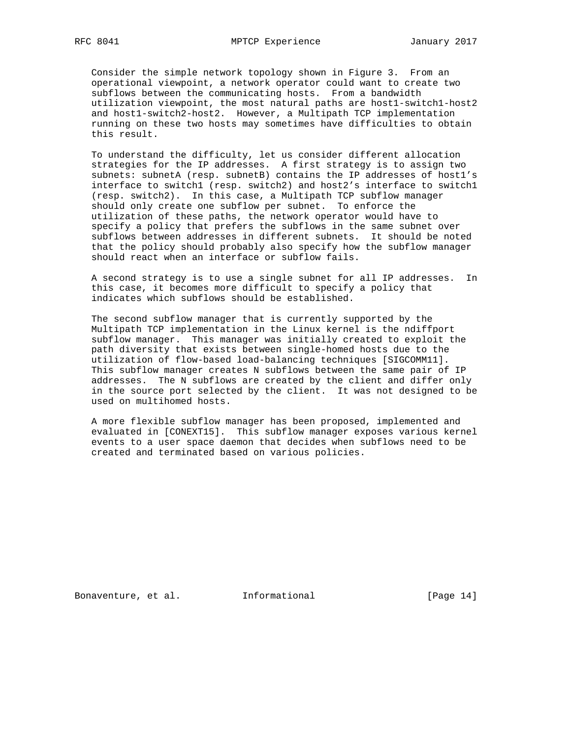Consider the simple network topology shown in Figure 3. From an operational viewpoint, a network operator could want to create two subflows between the communicating hosts. From a bandwidth utilization viewpoint, the most natural paths are host1-switch1-host2 and host1-switch2-host2. However, a Multipath TCP implementation running on these two hosts may sometimes have difficulties to obtain this result.

To understand the difficulty, let us consider different allocation strategies for the IP addresses. A first strategy is to assign two subnets: subnetA (resp. subnetB) contains the IP addresses of host1's interface to switch1 (resp. switch2) and host2's interface to switch1 (resp. switch2). In this case, a Multipath TCP subflow manager should only create one subflow per subnet. To enforce the utilization of these paths, the network operator would have to specify a policy that prefers the subflows in the same subnet over subflows between addresses in different subnets. It should be noted that the policy should probably also specify how the subflow manager should react when an interface or subflow fails.

A second strategy is to use a single subnet for all IP addresses. In this case, it becomes more difficult to specify a policy that indicates which subflows should be established.

The second subflow manager that is currently supported by the Multipath TCP implementation in the Linux kernel is the ndiffport subflow manager. This manager was initially created to exploit the path diversity that exists between single-homed hosts due to the utilization of flow-based load-balancing techniques [SIGCOMM11]. This subflow manager creates N subflows between the same pair of IP addresses. The N subflows are created by the client and differ only in the source port selected by the client. It was not designed to be used on multihomed hosts.

A more flexible subflow manager has been proposed, implemented and evaluated in [CONEXT15]. This subflow manager exposes various kernel events to a user space daemon that decides when subflows need to be created and terminated based on various policies.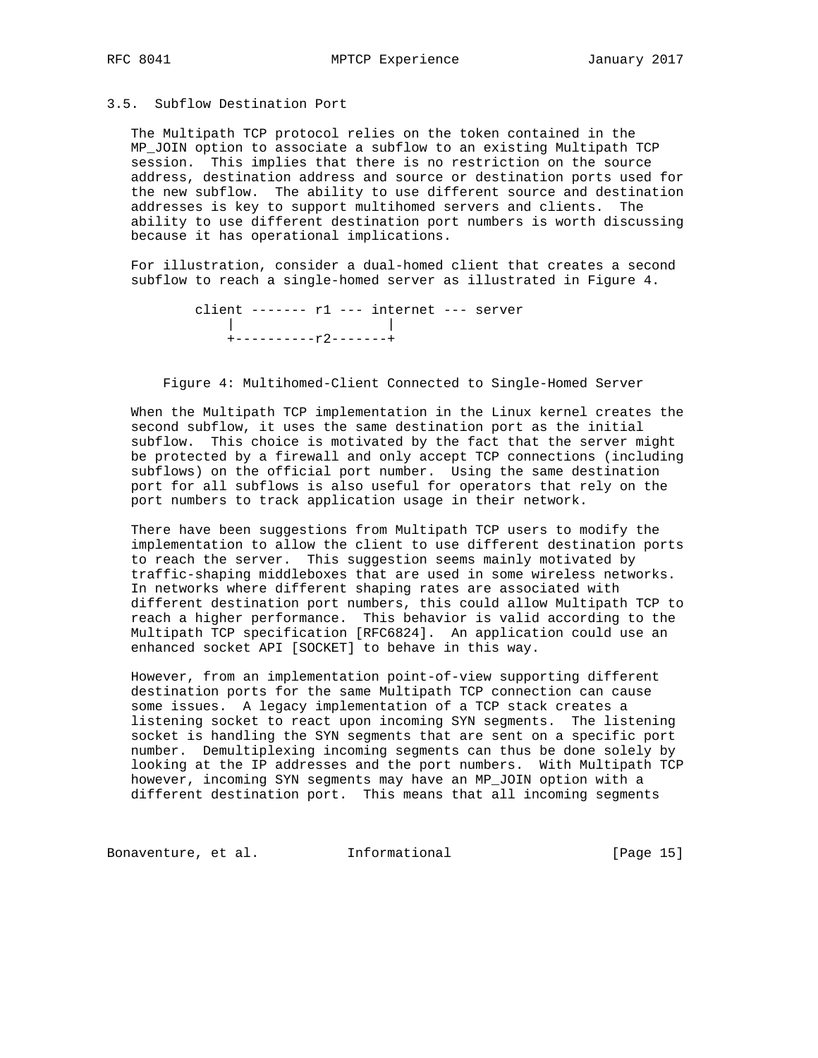### 3.5. Subflow Destination Port

The Multipath TCP protocol relies on the token contained in the MP_JOIN option to associate a subflow to an existing Multipath TCP session. This implies that there is no restriction on the source address, destination address and source or destination ports used for the new subflow. The ability to use different source and destination addresses is key to support multihomed servers and clients. The ability to use different destination port numbers is worth discussing because it has operational implications.

For illustration, consider a dual-homed client that creates a second subflow to reach a single-homed server as illustrated in Figure 4.

```
        client ------- r1 --- internet --- server
            |                   |
            +----------r2-------+
```

Figure 4: Multihomed-Client Connected to Single-Homed Server

When the Multipath TCP implementation in the Linux kernel creates the second subflow, it uses the same destination port as the initial subflow. This choice is motivated by the fact that the server might be protected by a firewall and only accept TCP connections (including subflows) on the official port number. Using the same destination port for all subflows is also useful for operators that rely on the port numbers to track application usage in their network.

There have been suggestions from Multipath TCP users to modify the implementation to allow the client to use different destination ports to reach the server. This suggestion seems mainly motivated by traffic-shaping middleboxes that are used in some wireless networks. In networks where different shaping rates are associated with different destination port numbers, this could allow Multipath TCP to reach a higher performance. This behavior is valid according to the Multipath TCP specification [RFC6824]. An application could use an enhanced socket API [SOCKET] to behave in this way.

However, from an implementation point-of-view supporting different destination ports for the same Multipath TCP connection can cause some issues. A legacy implementation of a TCP stack creates a listening socket to react upon incoming SYN segments. The listening socket is handling the SYN segments that are sent on a specific port number. Demultiplexing incoming segments can thus be done solely by looking at the IP addresses and the port numbers. With Multipath TCP however, incoming SYN segments may have an MP_JOIN option with a different destination port. This means that all incoming segments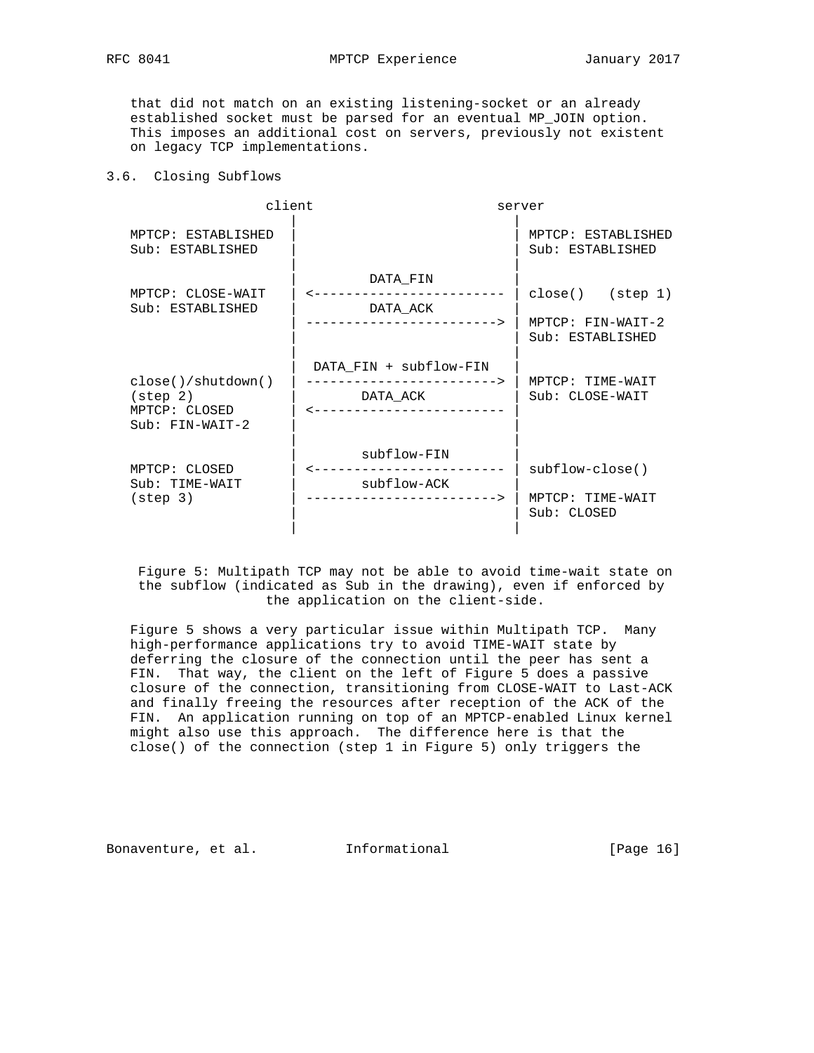that did not match on an existing listening-socket or an already established socket must be parsed for an eventual MP_JOIN option. This imposes an additional cost on servers, previously not existent on legacy TCP implementations.

### 3.6. Closing Subflows

```
                client                           server
                  |                                 |
 MPTCP: ESTABLISHED |                                 | MPTCP: ESTABLISHED
 Sub: ESTABLISHED   |                                 | Sub: ESTABLISHED
                  |                                 |
                  |         DATA_FIN                |
 MPTCP: CLOSE-WAIT  | <------------------------       | close()   (step 1)
 Sub: ESTABLISHED   |         DATA_ACK                |
                  | ------------------------>       | MPTCP: FIN-WAIT-2
                  |                                 | Sub: ESTABLISHED
                  |                                 |
                  |  DATA_FIN + subflow-FIN         |
 close()/shutdown() | ------------------------>       | MPTCP: TIME-WAIT
 (step 2)           |        DATA_ACK                 | Sub: CLOSE-WAIT
 MPTCP: CLOSED      | <------------------------       |
 Sub: FIN-WAIT-2    |                                 |
                  |                                 |
                  |        subflow-FIN              |
 MPTCP: CLOSED      | <------------------------       | subflow-close()
 Sub: TIME-WAIT     |        subflow-ACK              |
 (step 3)           | ------------------------>       | MPTCP: TIME-WAIT
                  |                                 | Sub: CLOSED
                  |                                 |
```

Figure 5: Multipath TCP may not be able to avoid time-wait state on the subflow (indicated as Sub in the drawing), even if enforced by the application on the client-side.

Figure 5 shows a very particular issue within Multipath TCP. Many high-performance applications try to avoid TIME-WAIT state by deferring the closure of the connection until the peer has sent a FIN. That way, the client on the left of Figure 5 does a passive closure of the connection, transitioning from CLOSE-WAIT to Last-ACK and finally freeing the resources after reception of the ACK of the FIN. An application running on top of an MPTCP-enabled Linux kernel might also use this approach. The difference here is that the close() of the connection (step 1 in Figure 5) only triggers the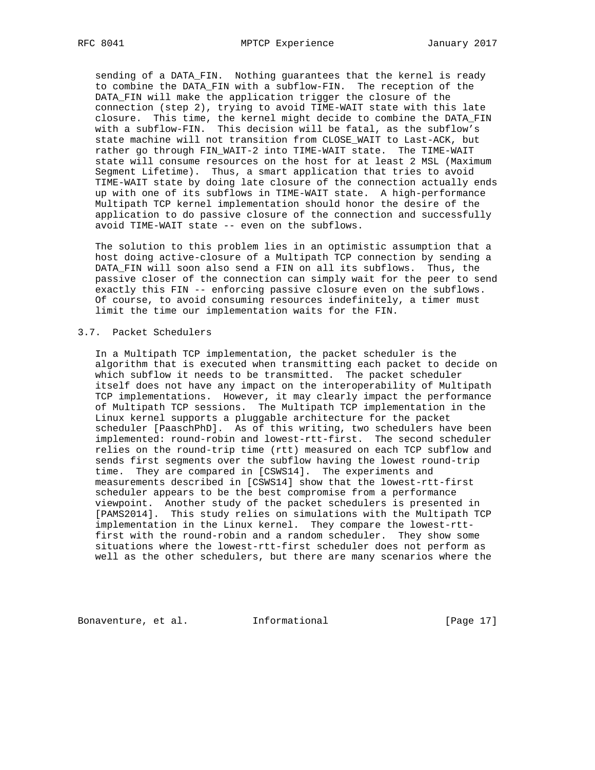sending of a DATA_FIN. Nothing guarantees that the kernel is ready to combine the DATA_FIN with a subflow-FIN. The reception of the DATA_FIN will make the application trigger the closure of the connection (step 2), trying to avoid TIME-WAIT state with this late closure. This time, the kernel might decide to combine the DATA_FIN with a subflow-FIN. This decision will be fatal, as the subflow's state machine will not transition from CLOSE_WAIT to Last-ACK, but rather go through FIN_WAIT-2 into TIME-WAIT state. The TIME-WAIT state will consume resources on the host for at least 2 MSL (Maximum Segment Lifetime). Thus, a smart application that tries to avoid TIME-WAIT state by doing late closure of the connection actually ends up with one of its subflows in TIME-WAIT state. A high-performance Multipath TCP kernel implementation should honor the desire of the application to do passive closure of the connection and successfully avoid TIME-WAIT state -- even on the subflows.

The solution to this problem lies in an optimistic assumption that a host doing active-closure of a Multipath TCP connection by sending a DATA_FIN will soon also send a FIN on all its subflows. Thus, the passive closer of the connection can simply wait for the peer to send exactly this FIN -- enforcing passive closure even on the subflows. Of course, to avoid consuming resources indefinitely, a timer must limit the time our implementation waits for the FIN.

### 3.7. Packet Schedulers

In a Multipath TCP implementation, the packet scheduler is the algorithm that is executed when transmitting each packet to decide on which subflow it needs to be transmitted. The packet scheduler itself does not have any impact on the interoperability of Multipath TCP implementations. However, it may clearly impact the performance of Multipath TCP sessions. The Multipath TCP implementation in the Linux kernel supports a pluggable architecture for the packet scheduler [PaaschPhD]. As of this writing, two schedulers have been implemented: round-robin and lowest-rtt-first. The second scheduler relies on the round-trip time (rtt) measured on each TCP subflow and sends first segments over the subflow having the lowest round-trip time. They are compared in [CSWS14]. The experiments and measurements described in [CSWS14] show that the lowest-rtt-first scheduler appears to be the best compromise from a performance viewpoint. Another study of the packet schedulers is presented in [PAMS2014]. This study relies on simulations with the Multipath TCP implementation in the Linux kernel. They compare the lowest-rtt-first with the round-robin and a random scheduler. They show some situations where the lowest-rtt-first scheduler does not perform as well as the other schedulers, but there are many scenarios where the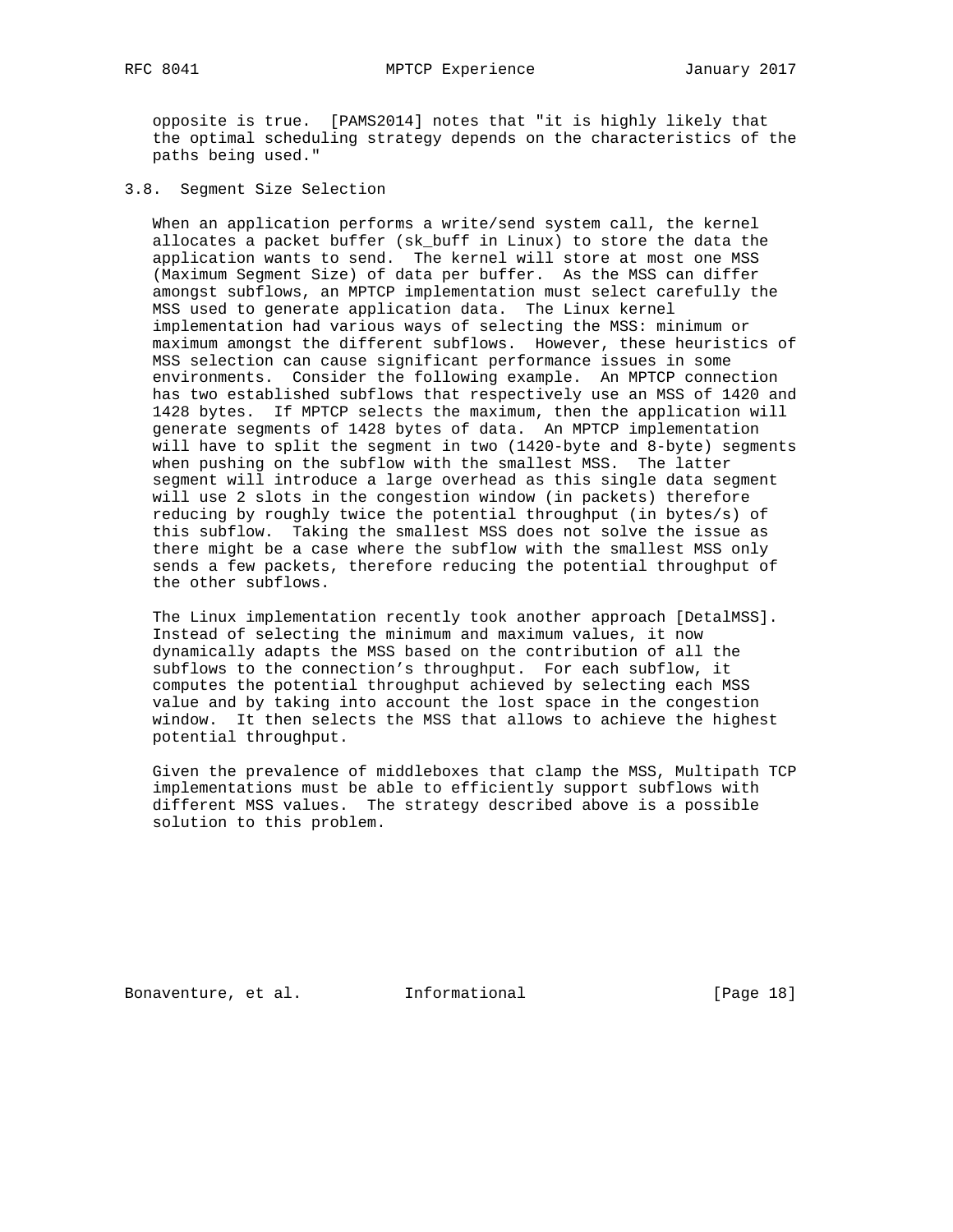opposite is true. [PAMS2014] notes that "it is highly likely that the optimal scheduling strategy depends on the characteristics of the paths being used."

### 3.8. Segment Size Selection

When an application performs a write/send system call, the kernel allocates a packet buffer (sk_buff in Linux) to store the data the application wants to send. The kernel will store at most one MSS (Maximum Segment Size) of data per buffer. As the MSS can differ amongst subflows, an MPTCP implementation must select carefully the MSS used to generate application data. The Linux kernel implementation had various ways of selecting the MSS: minimum or maximum amongst the different subflows. However, these heuristics of MSS selection can cause significant performance issues in some environments. Consider the following example. An MPTCP connection has two established subflows that respectively use an MSS of 1420 and 1428 bytes. If MPTCP selects the maximum, then the application will generate segments of 1428 bytes of data. An MPTCP implementation will have to split the segment in two (1420-byte and 8-byte) segments when pushing on the subflow with the smallest MSS. The latter segment will introduce a large overhead as this single data segment will use 2 slots in the congestion window (in packets) therefore reducing by roughly twice the potential throughput (in bytes/s) of this subflow. Taking the smallest MSS does not solve the issue as there might be a case where the subflow with the smallest MSS only sends a few packets, therefore reducing the potential throughput of the other subflows.

The Linux implementation recently took another approach [DetalMSS]. Instead of selecting the minimum and maximum values, it now dynamically adapts the MSS based on the contribution of all the subflows to the connection's throughput. For each subflow, it computes the potential throughput achieved by selecting each MSS value and by taking into account the lost space in the congestion window. It then selects the MSS that allows to achieve the highest potential throughput.

Given the prevalence of middleboxes that clamp the MSS, Multipath TCP implementations must be able to efficiently support subflows with different MSS values. The strategy described above is a possible solution to this problem.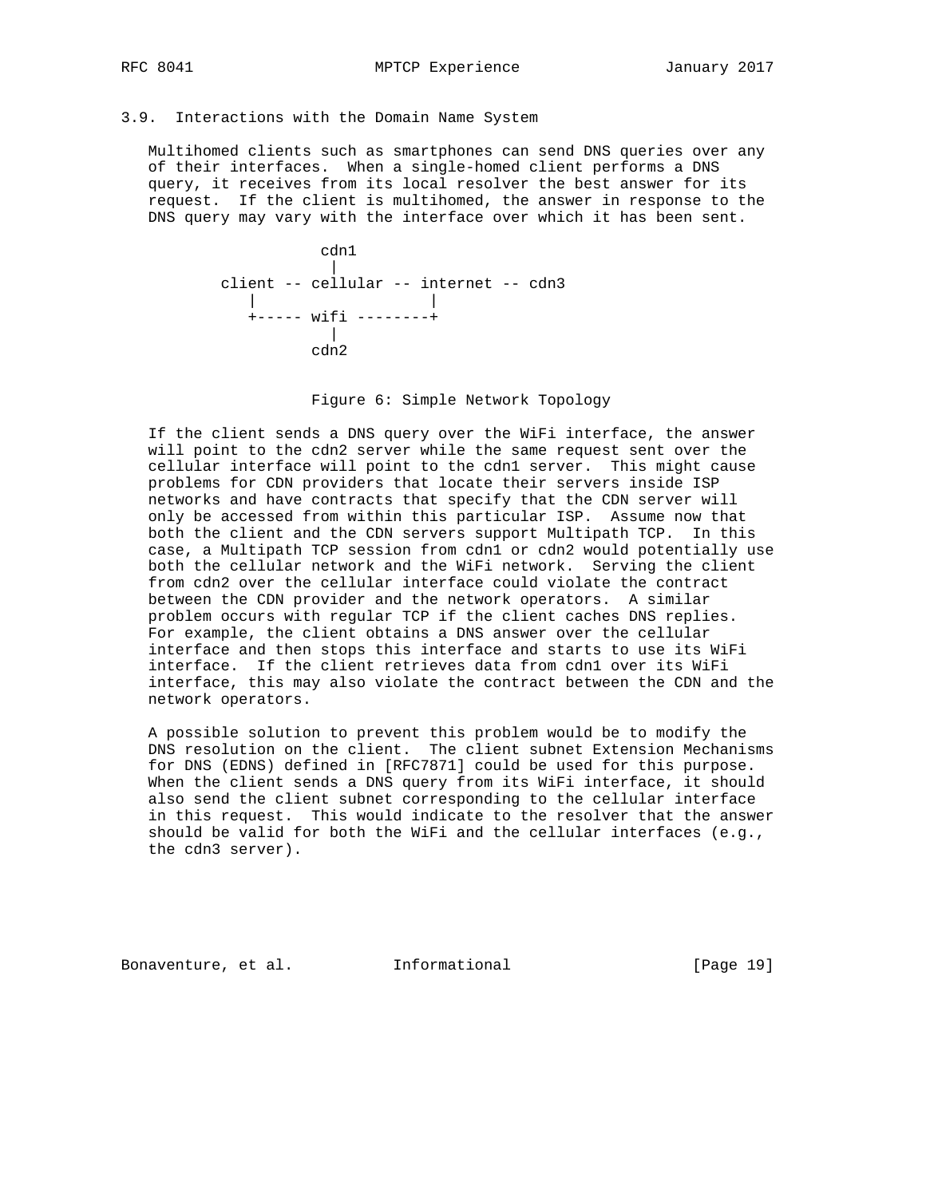### 3.9. Interactions with the Domain Name System

Multihomed clients such as smartphones can send DNS queries over any of their interfaces. When a single-homed client performs a DNS query, it receives from its local resolver the best answer for its request. If the client is multihomed, the answer in response to the DNS query may vary with the interface over which it has been sent.

```
                  cdn1
                   |
        client -- cellular -- internet -- cdn3
           |                   |
           +----- wifi --------+
                   |
                  cdn2
```

Figure 6: Simple Network Topology

If the client sends a DNS query over the WiFi interface, the answer will point to the cdn2 server while the same request sent over the cellular interface will point to the cdn1 server. This might cause problems for CDN providers that locate their servers inside ISP networks and have contracts that specify that the CDN server will only be accessed from within this particular ISP. Assume now that both the client and the CDN servers support Multipath TCP. In this case, a Multipath TCP session from cdn1 or cdn2 would potentially use both the cellular network and the WiFi network. Serving the client from cdn2 over the cellular interface could violate the contract between the CDN provider and the network operators. A similar problem occurs with regular TCP if the client caches DNS replies. For example, the client obtains a DNS answer over the cellular interface and then stops this interface and starts to use its WiFi interface. If the client retrieves data from cdn1 over its WiFi interface, this may also violate the contract between the CDN and the network operators.

A possible solution to prevent this problem would be to modify the DNS resolution on the client. The client subnet Extension Mechanisms for DNS (EDNS) defined in [RFC7871] could be used for this purpose. When the client sends a DNS query from its WiFi interface, it should also send the client subnet corresponding to the cellular interface in this request. This would indicate to the resolver that the answer should be valid for both the WiFi and the cellular interfaces (e.g., the cdn3 server).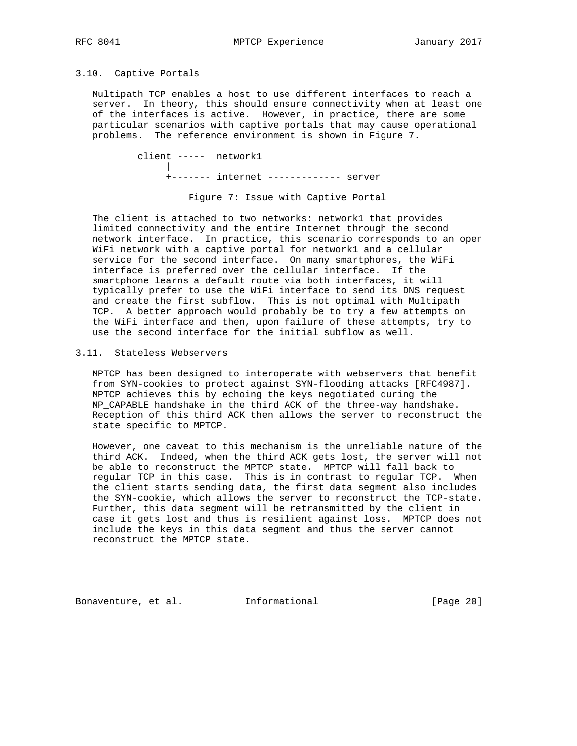### 3.10. Captive Portals

Multipath TCP enables a host to use different interfaces to reach a server. In theory, this should ensure connectivity when at least one of the interfaces is active. However, in practice, there are some particular scenarios with captive portals that may cause operational problems. The reference environment is shown in Figure 7.

```
        client -----  network1
             |
             +------- internet ------------- server
```

Figure 7: Issue with Captive Portal

The client is attached to two networks: network1 that provides limited connectivity and the entire Internet through the second network interface. In practice, this scenario corresponds to an open WiFi network with a captive portal for network1 and a cellular service for the second interface. On many smartphones, the WiFi interface is preferred over the cellular interface. If the smartphone learns a default route via both interfaces, it will typically prefer to use the WiFi interface to send its DNS request and create the first subflow. This is not optimal with Multipath TCP. A better approach would probably be to try a few attempts on the WiFi interface and then, upon failure of these attempts, try to use the second interface for the initial subflow as well.

### 3.11. Stateless Webservers

MPTCP has been designed to interoperate with webservers that benefit from SYN-cookies to protect against SYN-flooding attacks [RFC4987]. MPTCP achieves this by echoing the keys negotiated during the MP_CAPABLE handshake in the third ACK of the three-way handshake. Reception of this third ACK then allows the server to reconstruct the state specific to MPTCP.

However, one caveat to this mechanism is the unreliable nature of the third ACK. Indeed, when the third ACK gets lost, the server will not be able to reconstruct the MPTCP state. MPTCP will fall back to regular TCP in this case. This is in contrast to regular TCP. When the client starts sending data, the first data segment also includes the SYN-cookie, which allows the server to reconstruct the TCP-state. Further, this data segment will be retransmitted by the client in case it gets lost and thus is resilient against loss. MPTCP does not include the keys in this data segment and thus the server cannot reconstruct the MPTCP state.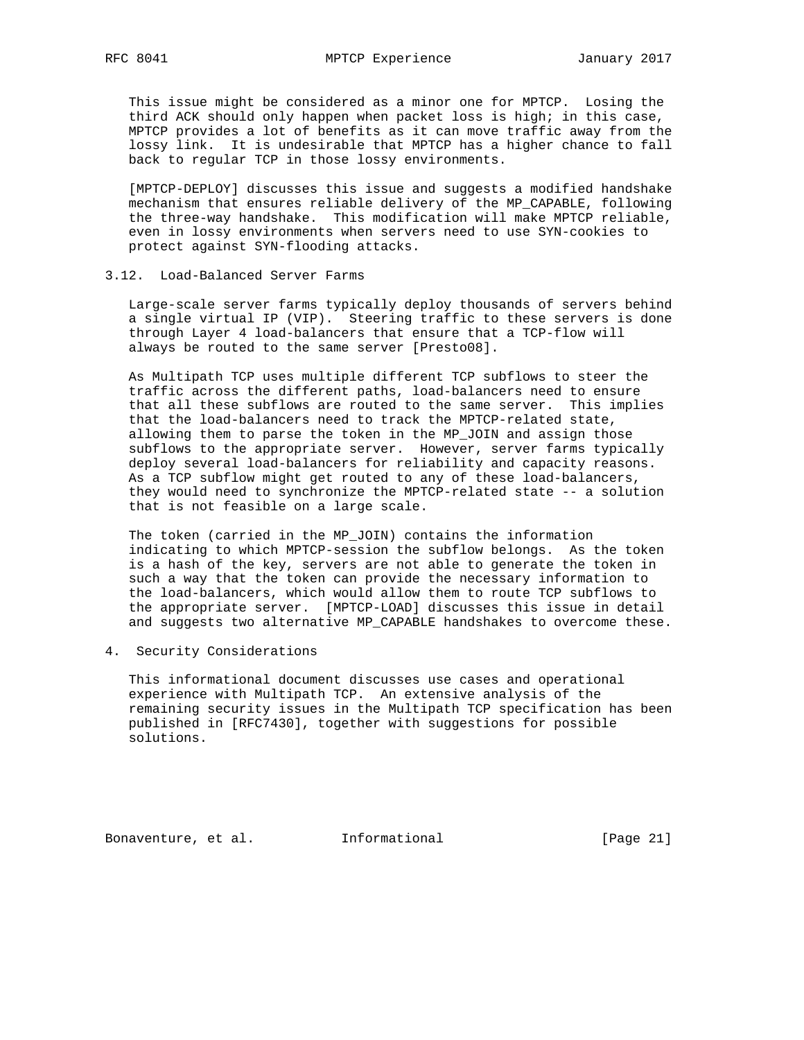This issue might be considered as a minor one for MPTCP. Losing the third ACK should only happen when packet loss is high; in this case, MPTCP provides a lot of benefits as it can move traffic away from the lossy link. It is undesirable that MPTCP has a higher chance to fall back to regular TCP in those lossy environments.

[MPTCP-DEPLOY] discusses this issue and suggests a modified handshake mechanism that ensures reliable delivery of the MP_CAPABLE, following the three-way handshake. This modification will make MPTCP reliable, even in lossy environments when servers need to use SYN-cookies to protect against SYN-flooding attacks.

### 3.12. Load-Balanced Server Farms

Large-scale server farms typically deploy thousands of servers behind a single virtual IP (VIP). Steering traffic to these servers is done through Layer 4 load-balancers that ensure that a TCP-flow will always be routed to the same server [Presto08].

As Multipath TCP uses multiple different TCP subflows to steer the traffic across the different paths, load-balancers need to ensure that all these subflows are routed to the same server. This implies that the load-balancers need to track the MPTCP-related state, allowing them to parse the token in the MP_JOIN and assign those subflows to the appropriate server. However, server farms typically deploy several load-balancers for reliability and capacity reasons. As a TCP subflow might get routed to any of these load-balancers, they would need to synchronize the MPTCP-related state -- a solution that is not feasible on a large scale.

The token (carried in the MP_JOIN) contains the information indicating to which MPTCP-session the subflow belongs. As the token is a hash of the key, servers are not able to generate the token in such a way that the token can provide the necessary information to the load-balancers, which would allow them to route TCP subflows to the appropriate server. [MPTCP-LOAD] discusses this issue in detail and suggests two alternative MP_CAPABLE handshakes to overcome these.

## 4. Security Considerations

This informational document discusses use cases and operational experience with Multipath TCP. An extensive analysis of the remaining security issues in the Multipath TCP specification has been published in [RFC7430], together with suggestions for possible solutions.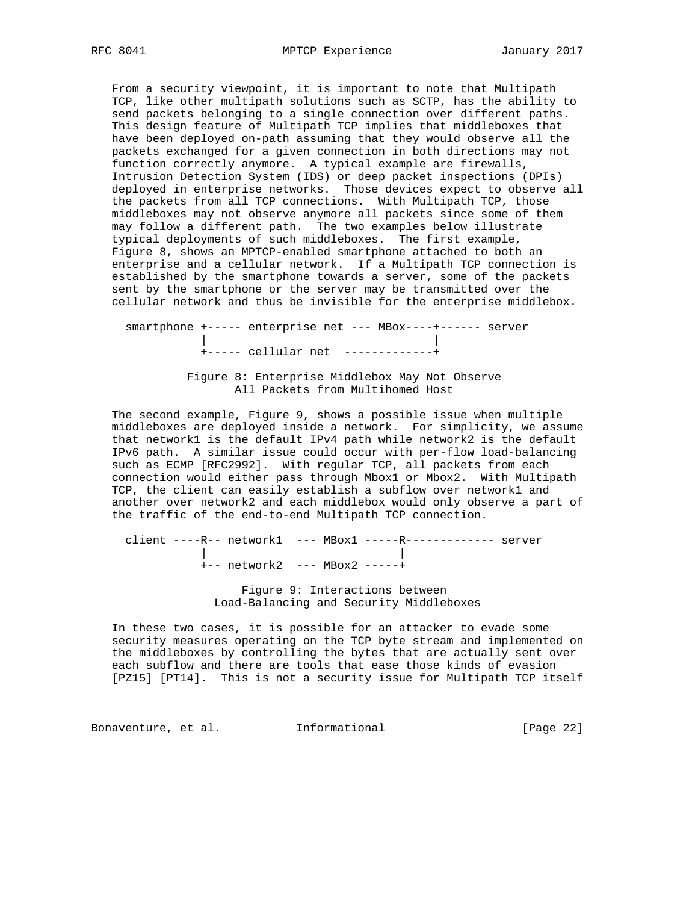From a security viewpoint, it is important to note that Multipath TCP, like other multipath solutions such as SCTP, has the ability to send packets belonging to a single connection over different paths. This design feature of Multipath TCP implies that middleboxes that have been deployed on-path assuming that they would observe all the packets exchanged for a given connection in both directions may not function correctly anymore. A typical example are firewalls, Intrusion Detection System (IDS) or deep packet inspections (DPIs) deployed in enterprise networks. Those devices expect to observe all the packets from all TCP connections. With Multipath TCP, those middleboxes may not observe anymore all packets since some of them may follow a different path. The two examples below illustrate typical deployments of such middleboxes. The first example, Figure 8, shows an MPTCP-enabled smartphone attached to both an enterprise and a cellular network. If a Multipath TCP connection is established by the smartphone towards a server, some of the packets sent by the smartphone or the server may be transmitted over the cellular network and thus be invisible for the enterprise middlebox.

```
smartphone +----- enterprise net --- MBox----+------ server
           |                                 |
           +----- cellular net  -------------+
```

Figure 8: Enterprise Middlebox May Not Observe All Packets from Multihomed Host

The second example, Figure 9, shows a possible issue when multiple middleboxes are deployed inside a network. For simplicity, we assume that network1 is the default IPv4 path while network2 is the default IPv6 path. A similar issue could occur with per-flow load-balancing such as ECMP [RFC2992]. With regular TCP, all packets from each connection would either pass through Mbox1 or Mbox2. With Multipath TCP, the client can easily establish a subflow over network1 and another over network2 and each middlebox would only observe a part of the traffic of the end-to-end Multipath TCP connection.

```
client ----R-- network1  --- MBox1 -----R------------- server
           |                            |
           +-- network2  --- MBox2 -----+
```

Figure 9: Interactions between Load-Balancing and Security Middleboxes

In these two cases, it is possible for an attacker to evade some security measures operating on the TCP byte stream and implemented on the middleboxes by controlling the bytes that are actually sent over each subflow and there are tools that ease those kinds of evasion [PZ15] [PT14]. This is not a security issue for Multipath TCP itself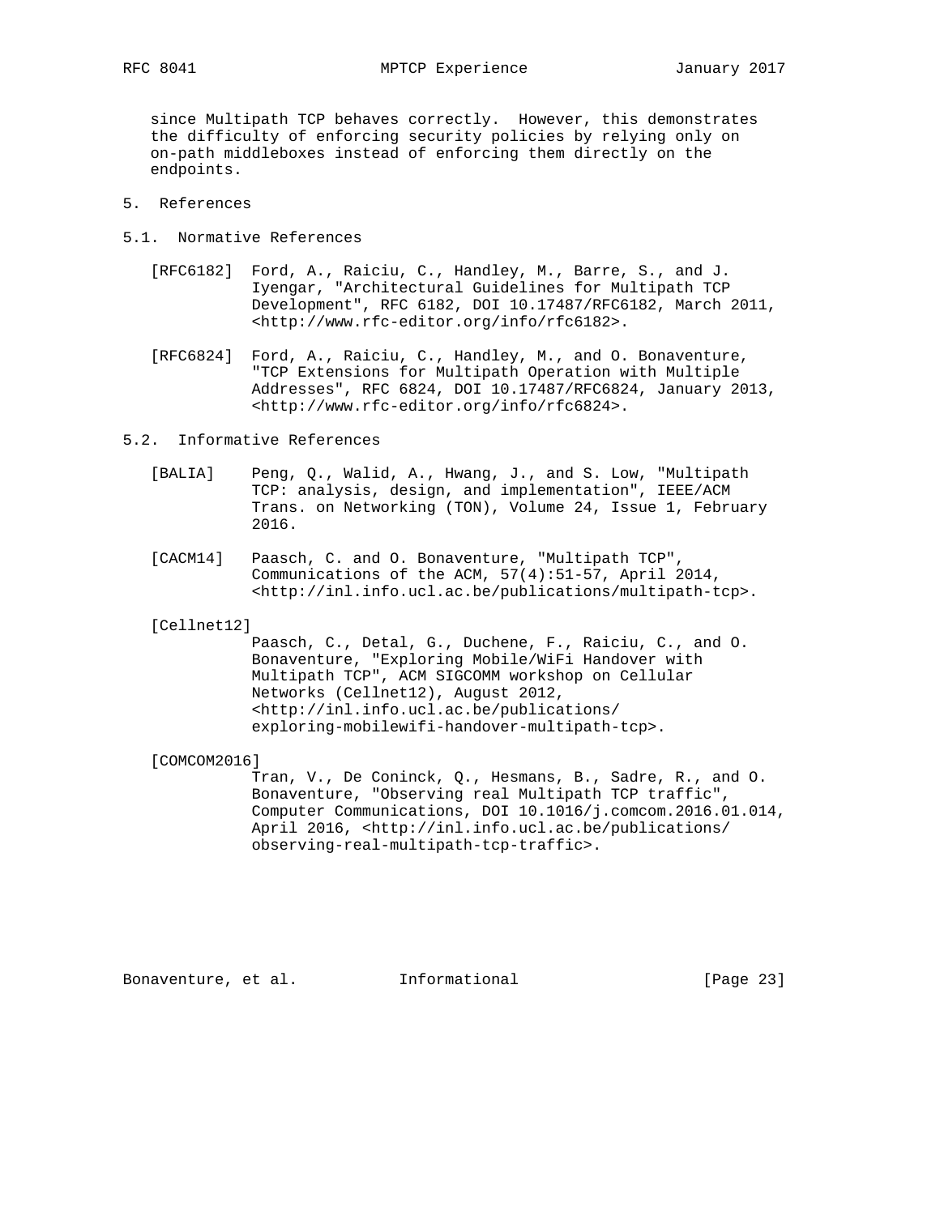since Multipath TCP behaves correctly. However, this demonstrates the difficulty of enforcing security policies by relying only on on-path middleboxes instead of enforcing them directly on the endpoints.

# 5. References

## 5.1. Normative References

[RFC6182] Ford, A., Raiciu, C., Handley, M., Barre, S., and J. Iyengar, "Architectural Guidelines for Multipath TCP Development", RFC 6182, DOI 10.17487/RFC6182, March 2011, <http://www.rfc-editor.org/info/rfc6182>.

[RFC6824] Ford, A., Raiciu, C., Handley, M., and O. Bonaventure, "TCP Extensions for Multipath Operation with Multiple Addresses", RFC 6824, DOI 10.17487/RFC6824, January 2013, <http://www.rfc-editor.org/info/rfc6824>.

## 5.2. Informative References

[BALIA] Peng, Q., Walid, A., Hwang, J., and S. Low, "Multipath TCP: analysis, design, and implementation", IEEE/ACM Trans. on Networking (TON), Volume 24, Issue 1, February 2016.

[CACM14] Paasch, C. and O. Bonaventure, "Multipath TCP", Communications of the ACM, 57(4):51-57, April 2014, <http://inl.info.ucl.ac.be/publications/multipath-tcp>.

[Cellnet12] Paasch, C., Detal, G., Duchene, F., Raiciu, C., and O. Bonaventure, "Exploring Mobile/WiFi Handover with Multipath TCP", ACM SIGCOMM workshop on Cellular Networks (Cellnet12), August 2012, <http://inl.info.ucl.ac.be/publications/exploring-mobilewifi-handover-multipath-tcp>.

[COMCOM2016] Tran, V., De Coninck, Q., Hesmans, B., Sadre, R., and O. Bonaventure, "Observing real Multipath TCP traffic", Computer Communications, DOI 10.1016/j.comcom.2016.01.014, April 2016, <http://inl.info.ucl.ac.be/publications/observing-real-multipath-tcp-traffic>.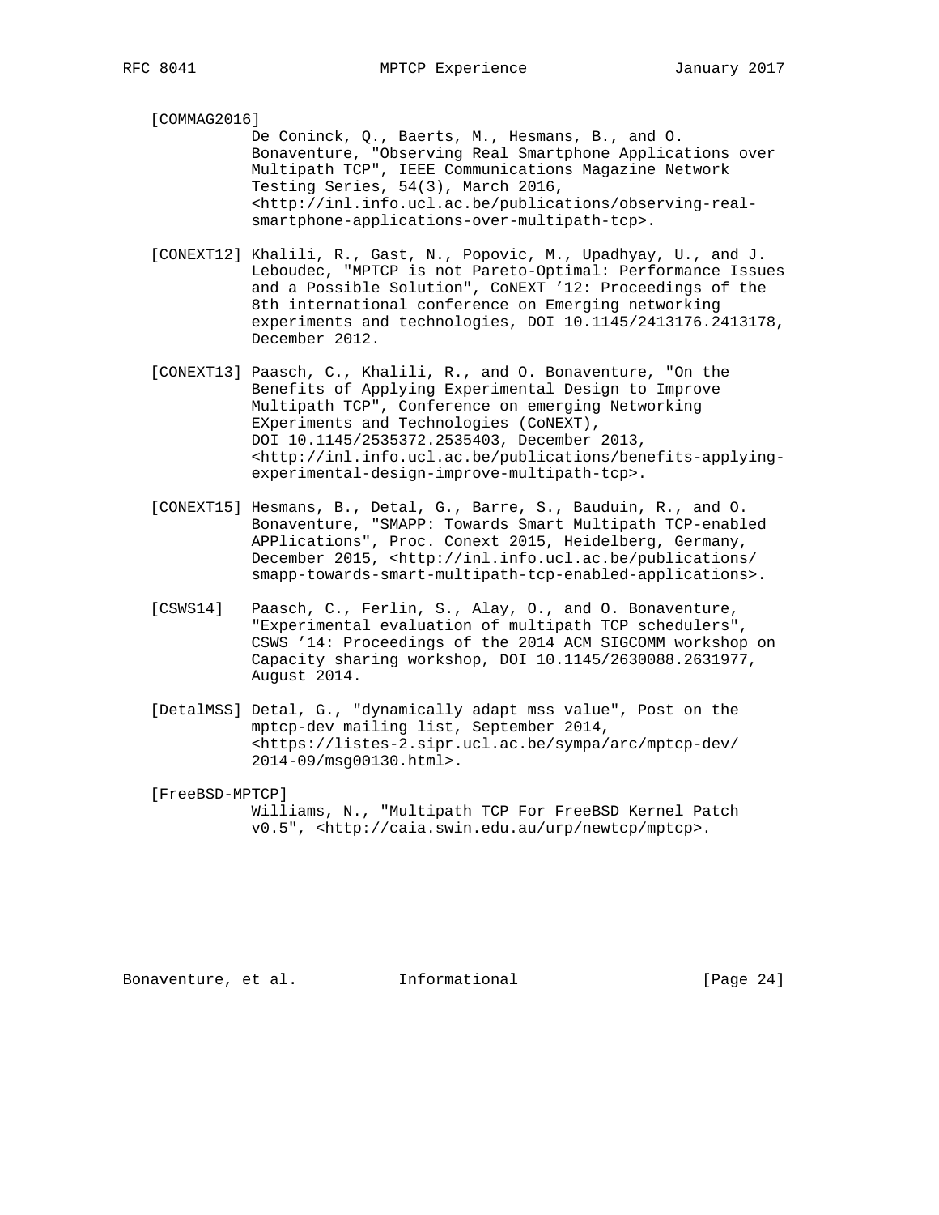[COMMAG2016]
De Coninck, Q., Baerts, M., Hesmans, B., and O. Bonaventure, "Observing Real Smartphone Applications over Multipath TCP", IEEE Communications Magazine Network Testing Series, 54(3), March 2016, <http://inl.info.ucl.ac.be/publications/observing-real-smartphone-applications-over-multipath-tcp>.

[CONEXT12] Khalili, R., Gast, N., Popovic, M., Upadhyay, U., and J. Leboudec, "MPTCP is not Pareto-Optimal: Performance Issues and a Possible Solution", CoNEXT '12: Proceedings of the 8th international conference on Emerging networking experiments and technologies, DOI 10.1145/2413176.2413178, December 2012.

[CONEXT13] Paasch, C., Khalili, R., and O. Bonaventure, "On the Benefits of Applying Experimental Design to Improve Multipath TCP", Conference on emerging Networking EXperiments and Technologies (CoNEXT), DOI 10.1145/2535372.2535403, December 2013, <http://inl.info.ucl.ac.be/publications/benefits-applying-experimental-design-improve-multipath-tcp>.

[CONEXT15] Hesmans, B., Detal, G., Barre, S., Bauduin, R., and O. Bonaventure, "SMAPP: Towards Smart Multipath TCP-enabled APPlications", Proc. Conext 2015, Heidelberg, Germany, December 2015, <http://inl.info.ucl.ac.be/publications/smapp-towards-smart-multipath-tcp-enabled-applications>.

[CSWS14] Paasch, C., Ferlin, S., Alay, O., and O. Bonaventure, "Experimental evaluation of multipath TCP schedulers", CSWS '14: Proceedings of the 2014 ACM SIGCOMM workshop on Capacity sharing workshop, DOI 10.1145/2630088.2631977, August 2014.

[DetalMSS] Detal, G., "dynamically adapt mss value", Post on the mptcp-dev mailing list, September 2014, <https://listes-2.sipr.ucl.ac.be/sympa/arc/mptcp-dev/2014-09/msg00130.html>.

[FreeBSD-MPTCP]
Williams, N., "Multipath TCP For FreeBSD Kernel Patch v0.5", <http://caia.swin.edu.au/urp/newtcp/mptcp>.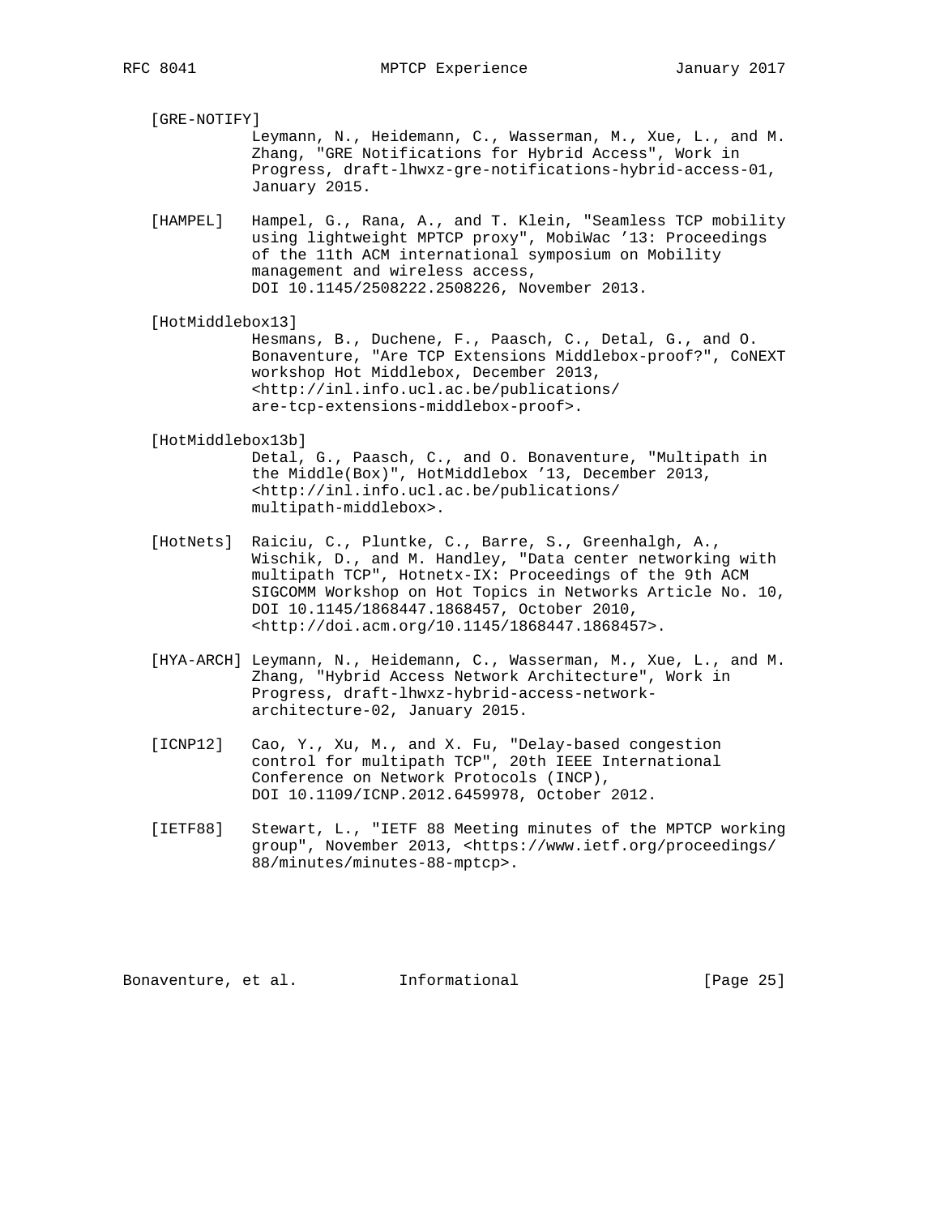[GRE-NOTIFY]
Leymann, N., Heidemann, C., Wasserman, M., Xue, L., and M. Zhang, "GRE Notifications for Hybrid Access", Work in Progress, draft-lhwxz-gre-notifications-hybrid-access-01, January 2015.

[HAMPEL] Hampel, G., Rana, A., and T. Klein, "Seamless TCP mobility using lightweight MPTCP proxy", MobiWac '13: Proceedings of the 11th ACM international symposium on Mobility management and wireless access, DOI 10.1145/2508222.2508226, November 2013.

[HotMiddlebox13]
Hesmans, B., Duchene, F., Paasch, C., Detal, G., and O. Bonaventure, "Are TCP Extensions Middlebox-proof?", CoNEXT workshop Hot Middlebox, December 2013, <http://inl.info.ucl.ac.be/publications/are-tcp-extensions-middlebox-proof>.

[HotMiddlebox13b]
Detal, G., Paasch, C., and O. Bonaventure, "Multipath in the Middle(Box)", HotMiddlebox '13, December 2013, <http://inl.info.ucl.ac.be/publications/multipath-middlebox>.

[HotNets] Raiciu, C., Pluntke, C., Barre, S., Greenhalgh, A., Wischik, D., and M. Handley, "Data center networking with multipath TCP", Hotnetx-IX: Proceedings of the 9th ACM SIGCOMM Workshop on Hot Topics in Networks Article No. 10, DOI 10.1145/1868447.1868457, October 2010, <http://doi.acm.org/10.1145/1868447.1868457>.

[HYA-ARCH] Leymann, N., Heidemann, C., Wasserman, M., Xue, L., and M. Zhang, "Hybrid Access Network Architecture", Work in Progress, draft-lhwxz-hybrid-access-network-architecture-02, January 2015.

[ICNP12] Cao, Y., Xu, M., and X. Fu, "Delay-based congestion control for multipath TCP", 20th IEEE International Conference on Network Protocols (INCP), DOI 10.1109/ICNP.2012.6459978, October 2012.

[IETF88] Stewart, L., "IETF 88 Meeting minutes of the MPTCP working group", November 2013, <https://www.ietf.org/proceedings/88/minutes/minutes-88-mptcp>.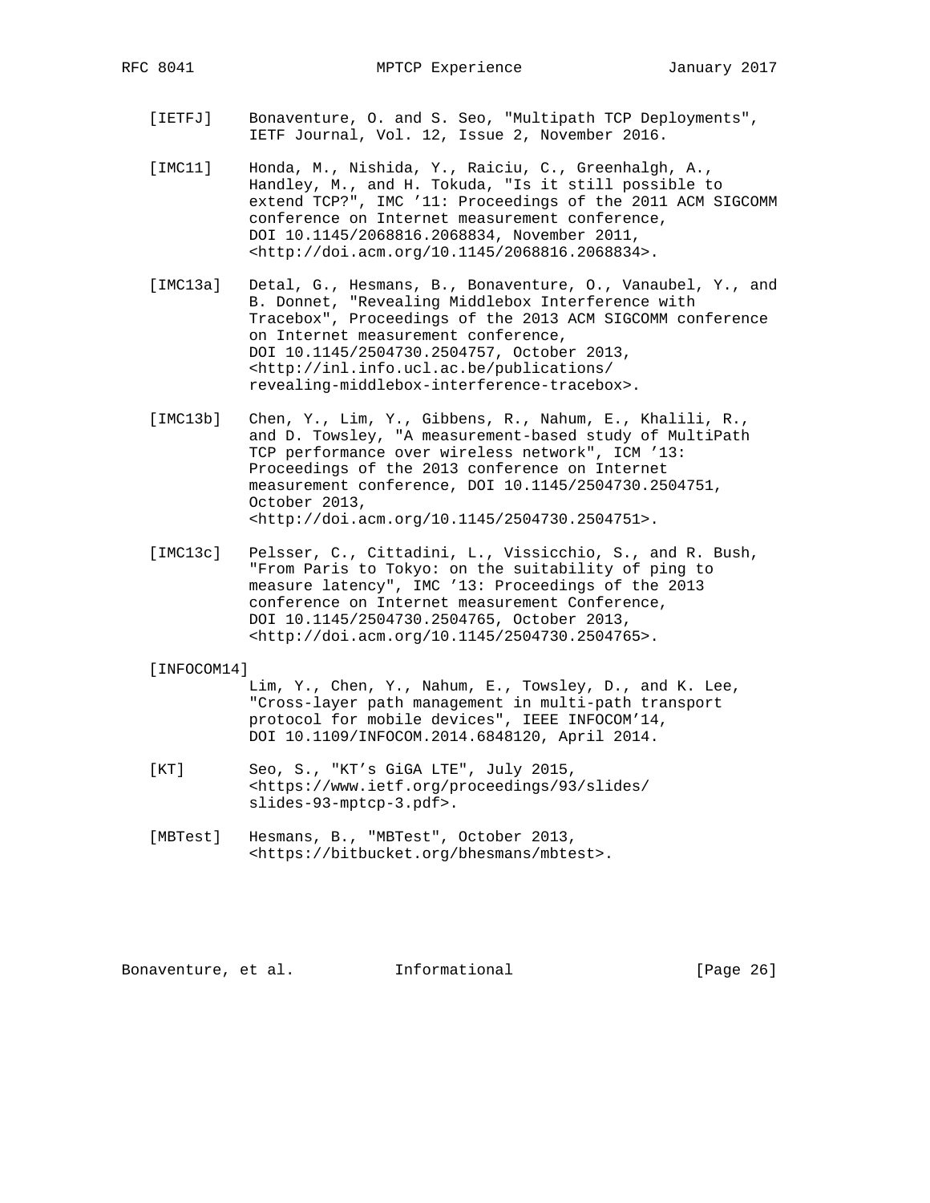[IETFJ] Bonaventure, O. and S. Seo, "Multipath TCP Deployments", IETF Journal, Vol. 12, Issue 2, November 2016.

[IMC11] Honda, M., Nishida, Y., Raiciu, C., Greenhalgh, A., Handley, M., and H. Tokuda, "Is it still possible to extend TCP?", IMC '11: Proceedings of the 2011 ACM SIGCOMM conference on Internet measurement conference, DOI 10.1145/2068816.2068834, November 2011, <http://doi.acm.org/10.1145/2068816.2068834>.

[IMC13a] Detal, G., Hesmans, B., Bonaventure, O., Vanaubel, Y., and B. Donnet, "Revealing Middlebox Interference with Tracebox", Proceedings of the 2013 ACM SIGCOMM conference on Internet measurement conference, DOI 10.1145/2504730.2504757, October 2013, <http://inl.info.ucl.ac.be/publications/revealing-middlebox-interference-tracebox>.

[IMC13b] Chen, Y., Lim, Y., Gibbens, R., Nahum, E., Khalili, R., and D. Towsley, "A measurement-based study of MultiPath TCP performance over wireless network", ICM '13: Proceedings of the 2013 conference on Internet measurement conference, DOI 10.1145/2504730.2504751, October 2013, <http://doi.acm.org/10.1145/2504730.2504751>.

[IMC13c] Pelsser, C., Cittadini, L., Vissicchio, S., and R. Bush, "From Paris to Tokyo: on the suitability of ping to measure latency", IMC '13: Proceedings of the 2013 conference on Internet measurement Conference, DOI 10.1145/2504730.2504765, October 2013, <http://doi.acm.org/10.1145/2504730.2504765>.

[INFOCOM14] Lim, Y., Chen, Y., Nahum, E., Towsley, D., and K. Lee, "Cross-layer path management in multi-path transport protocol for mobile devices", IEEE INFOCOM'14, DOI 10.1109/INFOCOM.2014.6848120, April 2014.

[KT] Seo, S., "KT's GiGA LTE", July 2015, <https://www.ietf.org/proceedings/93/slides/slides-93-mptcp-3.pdf>.

[MBTest] Hesmans, B., "MBTest", October 2013, <https://bitbucket.org/bhesmans/mbtest>.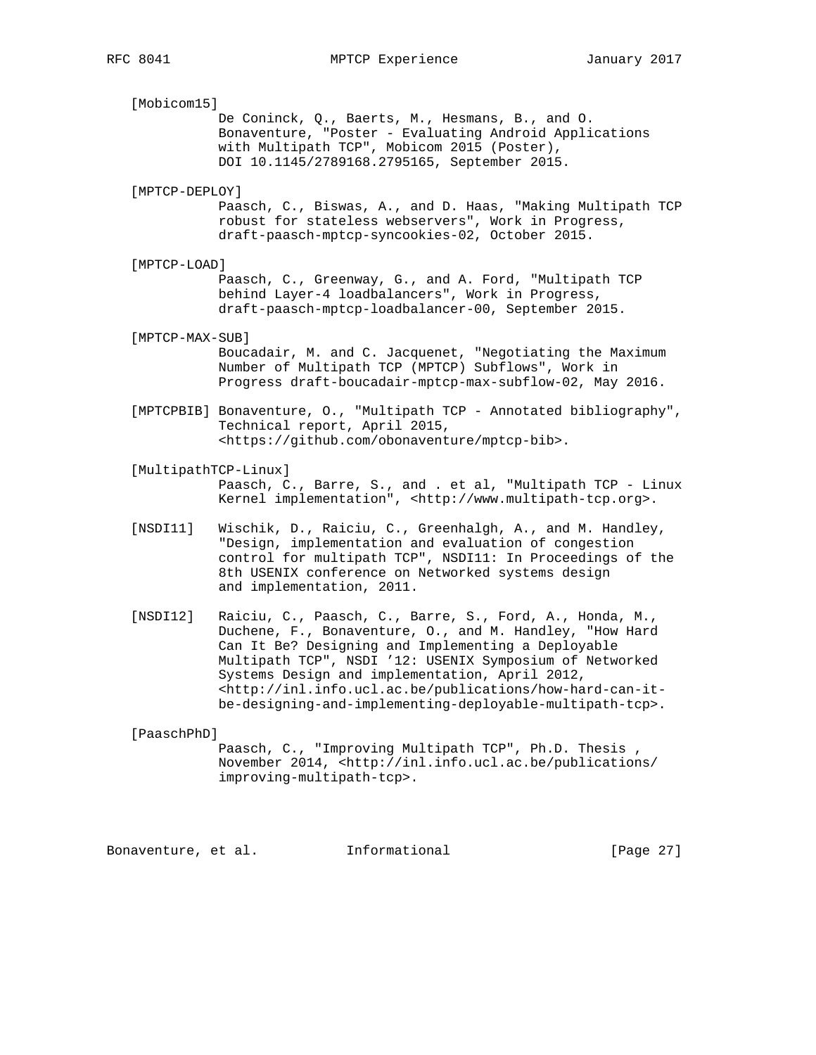[Mobicom15]
De Coninck, Q., Baerts, M., Hesmans, B., and O. Bonaventure, "Poster - Evaluating Android Applications with Multipath TCP", Mobicom 2015 (Poster), DOI 10.1145/2789168.2795165, September 2015.

[MPTCP-DEPLOY]
Paasch, C., Biswas, A., and D. Haas, "Making Multipath TCP robust for stateless webservers", Work in Progress, draft-paasch-mptcp-syncookies-02, October 2015.

[MPTCP-LOAD]
Paasch, C., Greenway, G., and A. Ford, "Multipath TCP behind Layer-4 loadbalancers", Work in Progress, draft-paasch-mptcp-loadbalancer-00, September 2015.

[MPTCP-MAX-SUB]
Boucadair, M. and C. Jacquenet, "Negotiating the Maximum Number of Multipath TCP (MPTCP) Subflows", Work in Progress draft-boucadair-mptcp-max-subflow-02, May 2016.

[MPTCPBIB] Bonaventure, O., "Multipath TCP - Annotated bibliography", Technical report, April 2015, <https://github.com/obonaventure/mptcp-bib>.

[MultipathTCP-Linux]
Paasch, C., Barre, S., and . et al, "Multipath TCP - Linux Kernel implementation", <http://www.multipath-tcp.org>.

[NSDI11] Wischik, D., Raiciu, C., Greenhalgh, A., and M. Handley, "Design, implementation and evaluation of congestion control for multipath TCP", NSDI11: In Proceedings of the 8th USENIX conference on Networked systems design and implementation, 2011.

[NSDI12] Raiciu, C., Paasch, C., Barre, S., Ford, A., Honda, M., Duchene, F., Bonaventure, O., and M. Handley, "How Hard Can It Be? Designing and Implementing a Deployable Multipath TCP", NSDI '12: USENIX Symposium of Networked Systems Design and implementation, April 2012, <http://inl.info.ucl.ac.be/publications/how-hard-can-it-be-designing-and-implementing-deployable-multipath-tcp>.

[PaaschPhD]
Paasch, C., "Improving Multipath TCP", Ph.D. Thesis , November 2014, <http://inl.info.ucl.ac.be/publications/improving-multipath-tcp>.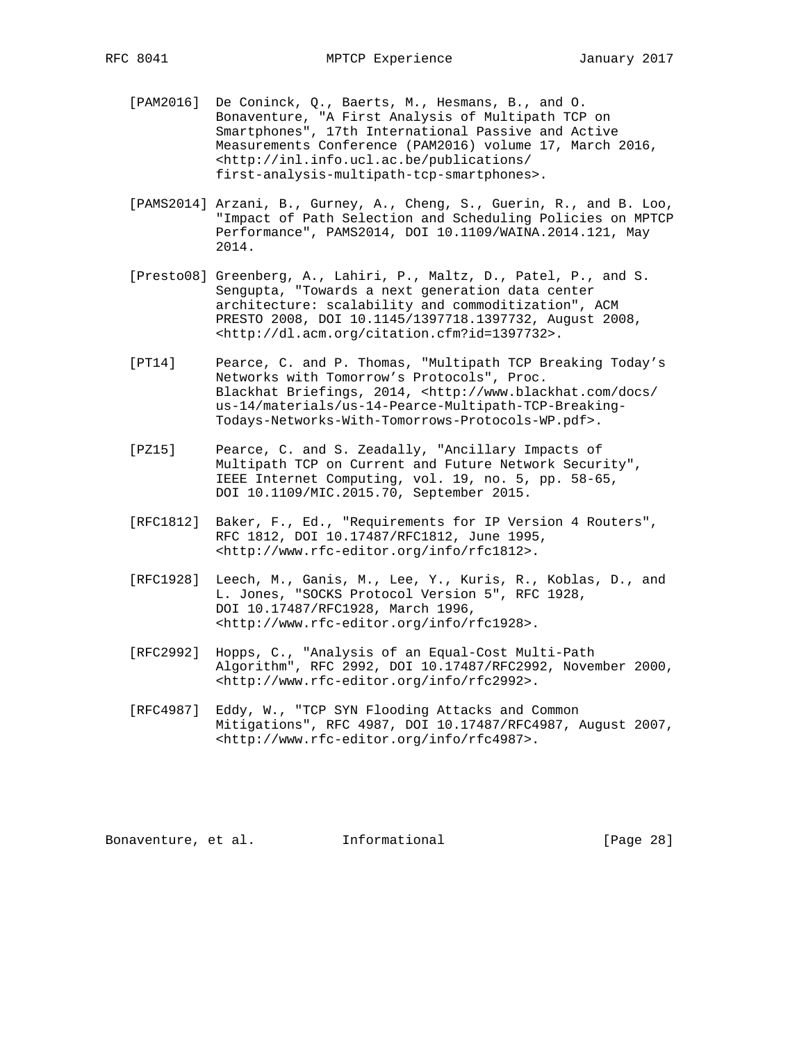[PAM2016] De Coninck, Q., Baerts, M., Hesmans, B., and O. Bonaventure, "A First Analysis of Multipath TCP on Smartphones", 17th International Passive and Active Measurements Conference (PAM2016) volume 17, March 2016, <http://inl.info.ucl.ac.be/publications/first-analysis-multipath-tcp-smartphones>.

[PAMS2014] Arzani, B., Gurney, A., Cheng, S., Guerin, R., and B. Loo, "Impact of Path Selection and Scheduling Policies on MPTCP Performance", PAMS2014, DOI 10.1109/WAINA.2014.121, May 2014.

[Presto08] Greenberg, A., Lahiri, P., Maltz, D., Patel, P., and S. Sengupta, "Towards a next generation data center architecture: scalability and commoditization", ACM PRESTO 2008, DOI 10.1145/1397718.1397732, August 2008, <http://dl.acm.org/citation.cfm?id=1397732>.

[PT14] Pearce, C. and P. Thomas, "Multipath TCP Breaking Today's Networks with Tomorrow's Protocols", Proc. Blackhat Briefings, 2014, <http://www.blackhat.com/docs/us-14/materials/us-14-Pearce-Multipath-TCP-Breaking-Todays-Networks-With-Tomorrows-Protocols-WP.pdf>.

[PZ15] Pearce, C. and S. Zeadally, "Ancillary Impacts of Multipath TCP on Current and Future Network Security", IEEE Internet Computing, vol. 19, no. 5, pp. 58-65, DOI 10.1109/MIC.2015.70, September 2015.

[RFC1812] Baker, F., Ed., "Requirements for IP Version 4 Routers", RFC 1812, DOI 10.17487/RFC1812, June 1995, <http://www.rfc-editor.org/info/rfc1812>.

[RFC1928] Leech, M., Ganis, M., Lee, Y., Kuris, R., Koblas, D., and L. Jones, "SOCKS Protocol Version 5", RFC 1928, DOI 10.17487/RFC1928, March 1996, <http://www.rfc-editor.org/info/rfc1928>.

[RFC2992] Hopps, C., "Analysis of an Equal-Cost Multi-Path Algorithm", RFC 2992, DOI 10.17487/RFC2992, November 2000, <http://www.rfc-editor.org/info/rfc2992>.

[RFC4987] Eddy, W., "TCP SYN Flooding Attacks and Common Mitigations", RFC 4987, DOI 10.17487/RFC4987, August 2007, <http://www.rfc-editor.org/info/rfc4987>.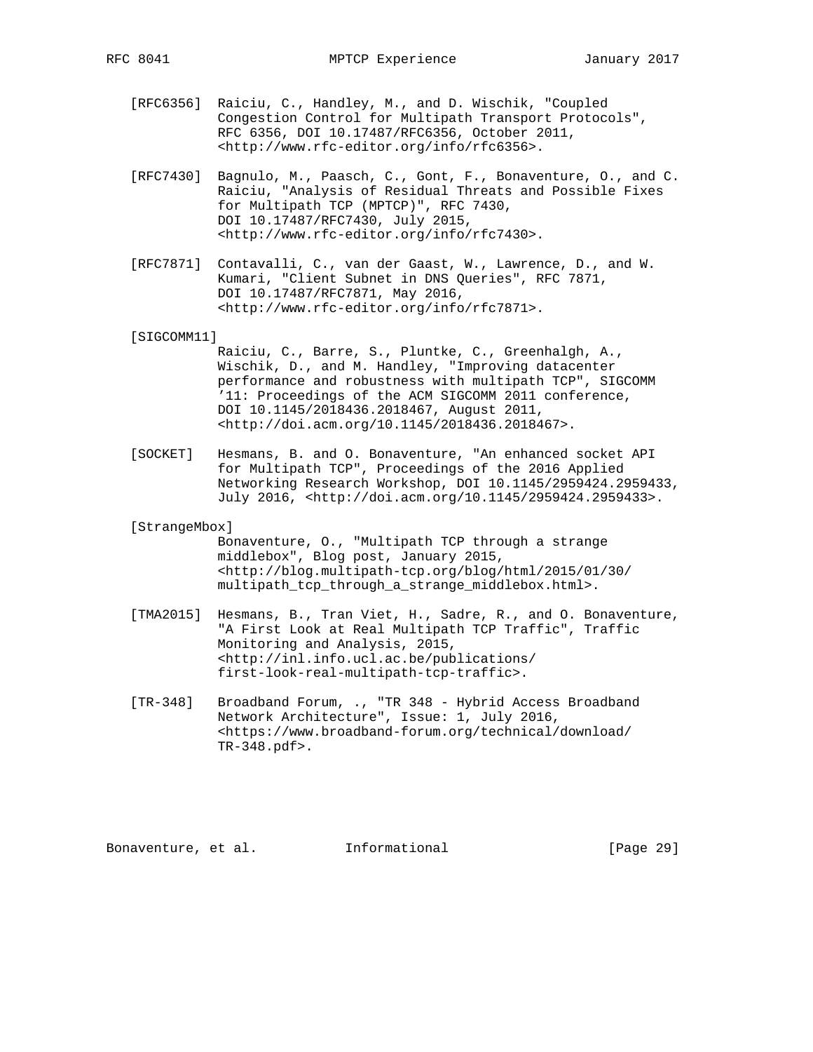[RFC6356] Raiciu, C., Handley, M., and D. Wischik, "Coupled Congestion Control for Multipath Transport Protocols", RFC 6356, DOI 10.17487/RFC6356, October 2011, <http://www.rfc-editor.org/info/rfc6356>.

[RFC7430] Bagnulo, M., Paasch, C., Gont, F., Bonaventure, O., and C. Raiciu, "Analysis of Residual Threats and Possible Fixes for Multipath TCP (MPTCP)", RFC 7430, DOI 10.17487/RFC7430, July 2015, <http://www.rfc-editor.org/info/rfc7430>.

[RFC7871] Contavalli, C., van der Gaast, W., Lawrence, D., and W. Kumari, "Client Subnet in DNS Queries", RFC 7871, DOI 10.17487/RFC7871, May 2016, <http://www.rfc-editor.org/info/rfc7871>.

[SIGCOMM11] Raiciu, C., Barre, S., Pluntke, C., Greenhalgh, A., Wischik, D., and M. Handley, "Improving datacenter performance and robustness with multipath TCP", SIGCOMM '11: Proceedings of the ACM SIGCOMM 2011 conference, DOI 10.1145/2018436.2018467, August 2011, <http://doi.acm.org/10.1145/2018436.2018467>.

[SOCKET] Hesmans, B. and O. Bonaventure, "An enhanced socket API for Multipath TCP", Proceedings of the 2016 Applied Networking Research Workshop, DOI 10.1145/2959424.2959433, July 2016, <http://doi.acm.org/10.1145/2959424.2959433>.

[StrangeMbox] Bonaventure, O., "Multipath TCP through a strange middlebox", Blog post, January 2015, <http://blog.multipath-tcp.org/blog/html/2015/01/30/multipath_tcp_through_a_strange_middlebox.html>.

[TMA2015] Hesmans, B., Tran Viet, H., Sadre, R., and O. Bonaventure, "A First Look at Real Multipath TCP Traffic", Traffic Monitoring and Analysis, 2015, <http://inl.info.ucl.ac.be/publications/first-look-real-multipath-tcp-traffic>.

[TR-348] Broadband Forum, ., "TR 348 - Hybrid Access Broadband Network Architecture", Issue: 1, July 2016, <https://www.broadband-forum.org/technical/download/TR-348.pdf>.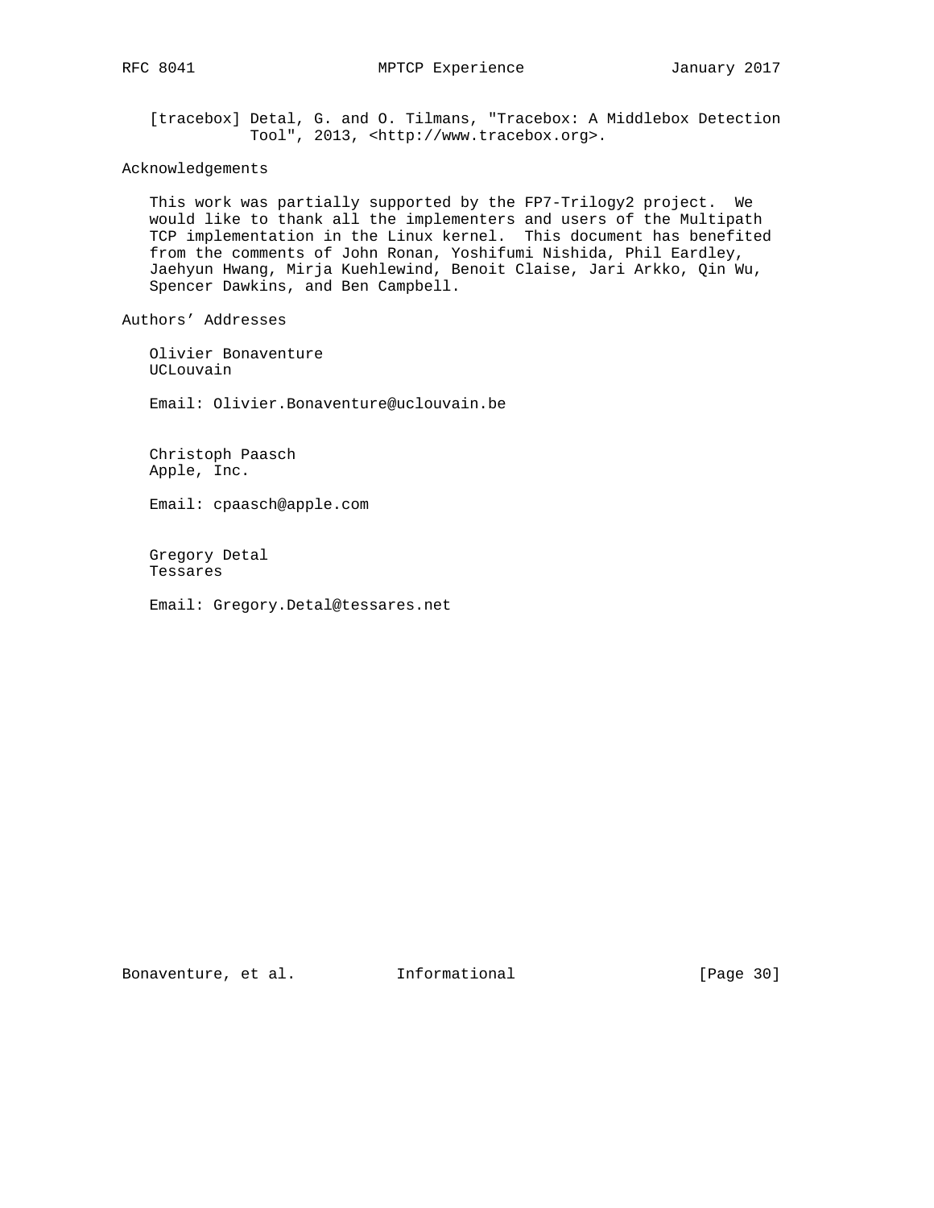[tracebox] Detal, G. and O. Tilmans, "Tracebox: A Middlebox Detection Tool", 2013, <http://www.tracebox.org>.

## Acknowledgements

This work was partially supported by the FP7-Trilogy2 project. We would like to thank all the implementers and users of the Multipath TCP implementation in the Linux kernel. This document has benefited from the comments of John Ronan, Yoshifumi Nishida, Phil Eardley, Jaehyun Hwang, Mirja Kuehlewind, Benoit Claise, Jari Arkko, Qin Wu, Spencer Dawkins, and Ben Campbell.

## Authors' Addresses

Olivier Bonaventure
UCLouvain

Email: Olivier.Bonaventure@uclouvain.be

Christoph Paasch
Apple, Inc.

Email: cpaasch@apple.com

Gregory Detal
Tessares

Email: Gregory.Detal@tessares.net